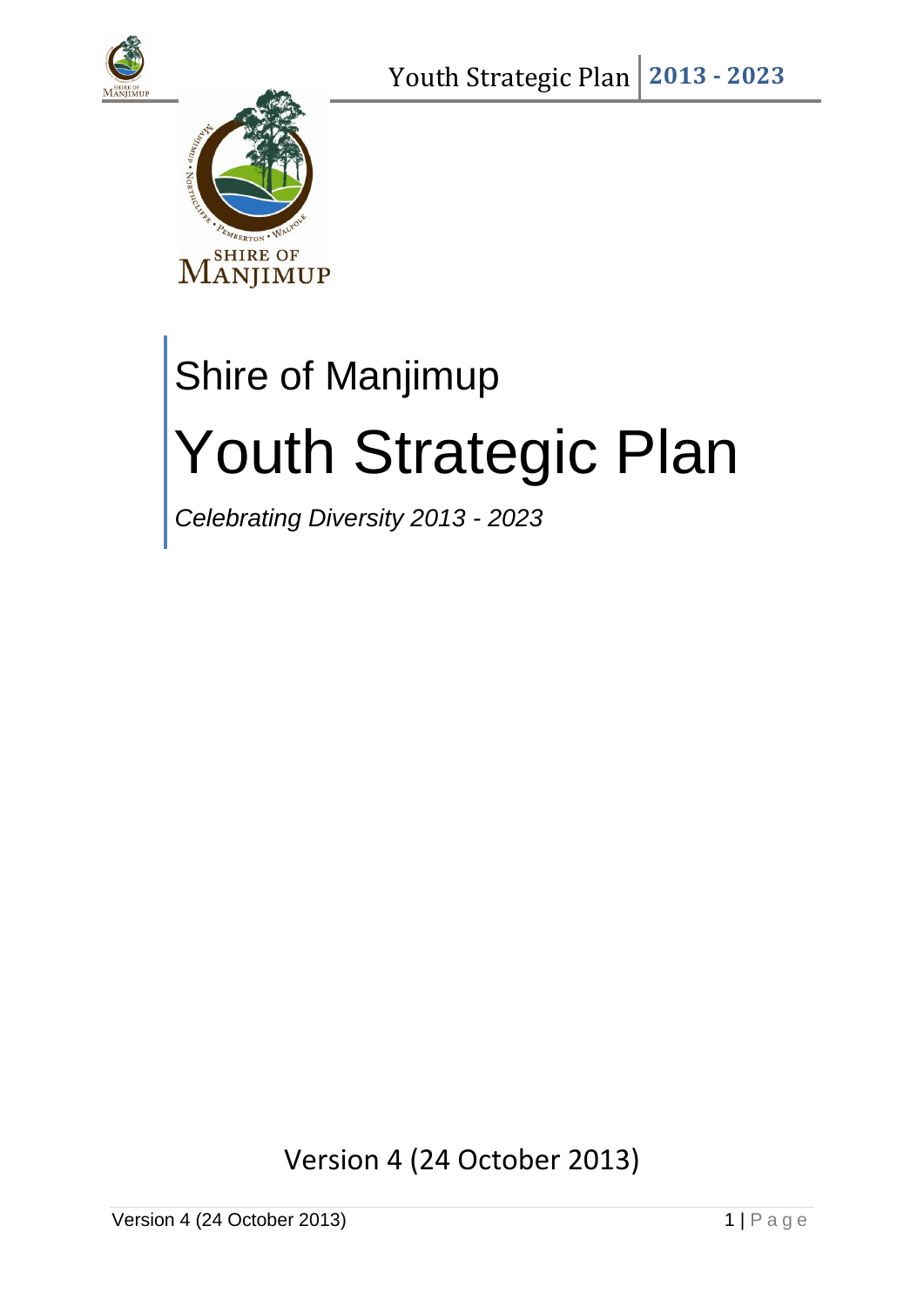Shire of Manjimup

# Youth Strategic Plan

*Celebrating Diversity 2013 - 2023*

Version 4 (24 October 2013)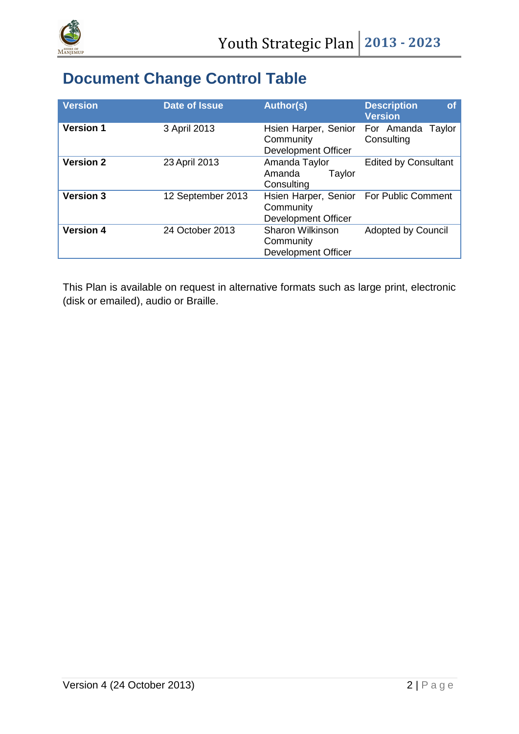# Document Change Control Table

| Version | Date of Issue | Author(s) | Description of Version |
|---|---|---|---|
| **Version 1** | 3 April 2013 | Hsien Harper, Senior Community Development Officer | For Amanda Taylor Consulting |
| **Version 2** | 23 April 2013 | Amanda Taylor Amanda Taylor Consulting | Edited by Consultant |
| **Version 3** | 12 September 2013 | Hsien Harper, Senior Community Development Officer | For Public Comment |
| **Version 4** | 24 October 2013 | Sharon Wilkinson Community Development Officer | Adopted by Council |

This Plan is available on request in alternative formats such as large print, electronic (disk or emailed), audio or Braille.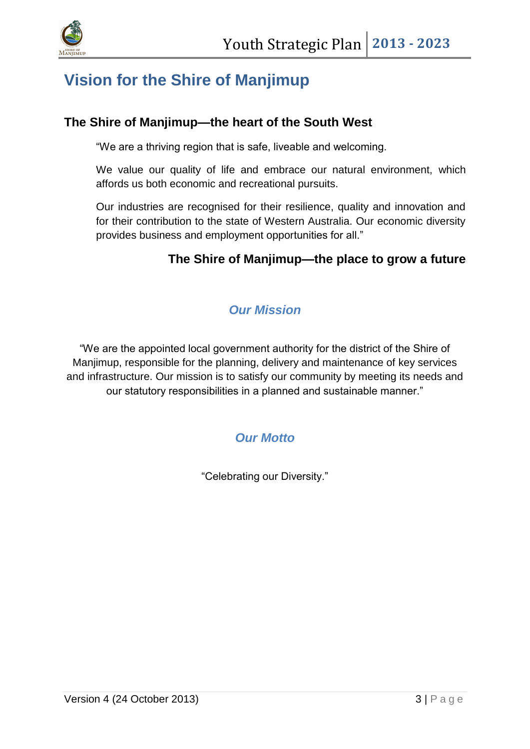# Vision for the Shire of Manjimup

## The Shire of Manjimup—the heart of the South West

"We are a thriving region that is safe, liveable and welcoming.

We value our quality of life and embrace our natural environment, which affords us both economic and recreational pursuits.

Our industries are recognised for their resilience, quality and innovation and for their contribution to the state of Western Australia. Our economic diversity provides business and employment opportunities for all."

**The Shire of Manjimup—the place to grow a future**

### *Our Mission*

"We are the appointed local government authority for the district of the Shire of Manjimup, responsible for the planning, delivery and maintenance of key services and infrastructure. Our mission is to satisfy our community by meeting its needs and our statutory responsibilities in a planned and sustainable manner."

### *Our Motto*

"Celebrating our Diversity."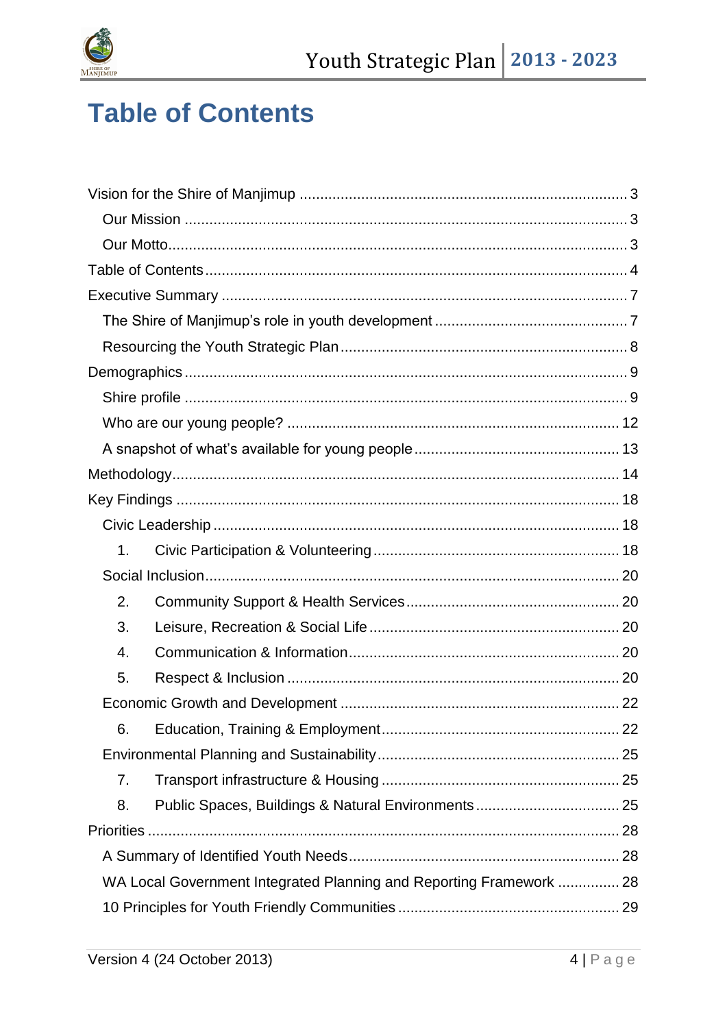# Table of Contents

Vision for the Shire of Manjimup ................................................................................ 3

- Our Mission ................................................................................................ 3
- Our Motto.................................................................................................... 3

Table of Contents.......................................................................................................... 4

Executive Summary ...................................................................................................... 7

- The Shire of Manjimup's role in youth development ............................................... 7
- Resourcing the Youth Strategic Plan ..................................................................... 8

Demographics............................................................................................................... 9

- Shire profile ................................................................................................... 9
- Who are our young people? ................................................................................ 12
- A snapshot of what's available for young people ................................................. 13

Methodology................................................................................................................ 14

Key Findings .............................................................................................................. 18

- Civic Leadership .............................................................................................. 18
  1. Civic Participation & Volunteering ........................................................... 18
- Social Inclusion................................................................................................. 20
  2. Community Support & Health Services .................................................... 20
  3. Leisure, Recreation & Social Life ............................................................ 20
  4. Communication & Information................................................................. 20
  5. Respect & Inclusion ................................................................................ 20
- Economic Growth and Development ..................................................................... 22
  6. Education, Training & Employment.......................................................... 22
- Environmental Planning and Sustainability........................................................... 25
  7. Transport infrastructure & Housing .......................................................... 25
  8. Public Spaces, Buildings & Natural Environments .................................... 25

Priorities ..................................................................................................................... 28

- A Summary of Identified Youth Needs.................................................................. 28
- WA Local Government Integrated Planning and Reporting Framework ............... 28
- 10 Principles for Youth Friendly Communities ...................................................... 29

Version 4 (24 October 2013)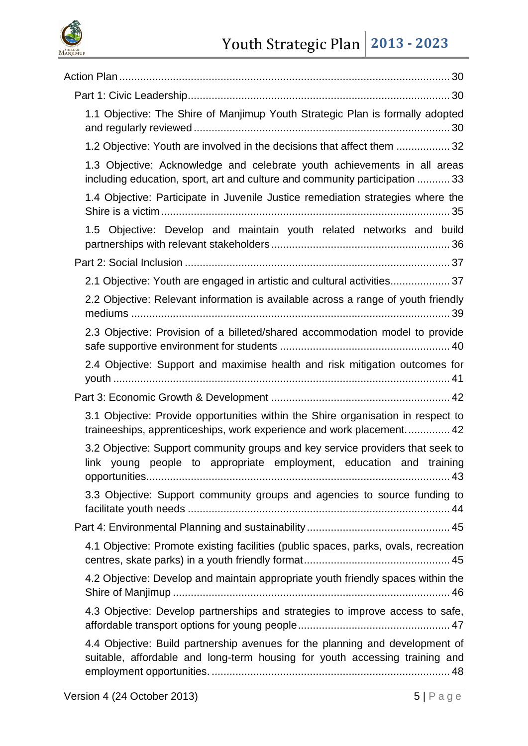- Action Plan ............................................................................................. 30
  - Part 1: Civic Leadership ...................................................................... 30
    - 1.1 Objective: The Shire of Manjimup Youth Strategic Plan is formally adopted and regularly reviewed ..................................................................................... 30
    - 1.2 Objective: Youth are involved in the decisions that affect them .................. 32
    - 1.3 Objective: Acknowledge and celebrate youth achievements in all areas including education, sport, art and culture and community participation ........... 33
    - 1.4 Objective: Participate in Juvenile Justice remediation strategies where the Shire is a victim ................................................................................................ 35
    - 1.5 Objective: Develop and maintain youth related networks and build partnerships with relevant stakeholders ........................................................... 36
  - Part 2: Social Inclusion ........................................................................................ 37
    - 2.1 Objective: Youth are engaged in artistic and cultural activities.................... 37
    - 2.2 Objective: Relevant information is available across a range of youth friendly mediums ............................................................................................................ 39
    - 2.3 Objective: Provision of a billeted/shared accommodation model to provide safe supportive environment for students ......................................................... 40
    - 2.4 Objective: Support and maximise health and risk mitigation outcomes for youth ................................................................................................................ 41
  - Part 3: Economic Growth & Development ........................................................... 42
    - 3.1 Objective: Provide opportunities within the Shire organisation in respect to traineeships, apprenticeships, work experience and work placement. .............. 42
    - 3.2 Objective: Support community groups and key service providers that seek to link young people to appropriate employment, education and training opportunities..................................................................................................... 43
    - 3.3 Objective: Support community groups and agencies to source funding to facilitate youth needs ....................................................................................... 44
  - Part 4: Environmental Planning and sustainability ................................................ 45
    - 4.1 Objective: Promote existing facilities (public spaces, parks, ovals, recreation centres, skate parks) in a youth friendly format................................................. 45
    - 4.2 Objective: Develop and maintain appropriate youth friendly spaces within the Shire of Manjimup ............................................................................................ 46
    - 4.3 Objective: Develop partnerships and strategies to improve access to safe, affordable transport options for young people................................................... 47
    - 4.4 Objective: Build partnership avenues for the planning and development of suitable, affordable and long-term housing for youth accessing training and employment opportunities. ................................................................................ 48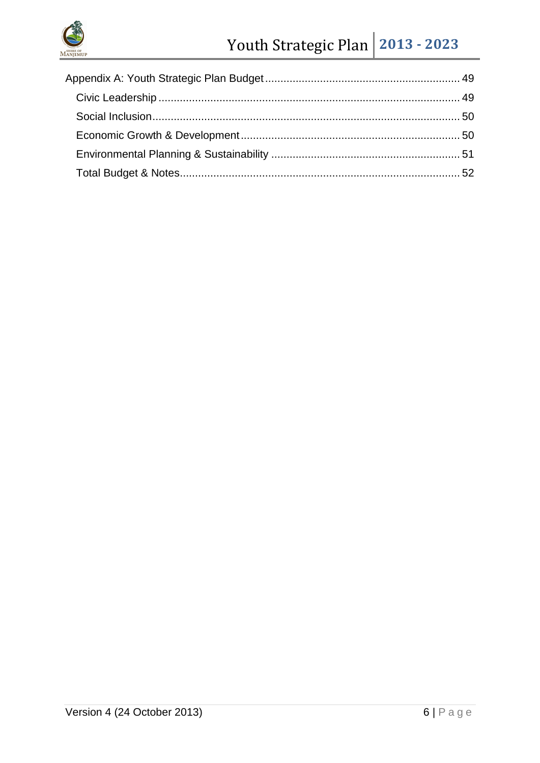Appendix A: Youth Strategic Plan Budget ........................................................ 49

- Civic Leadership ........................................................................................ 49
- Social Inclusion ......................................................................................... 50
- Economic Growth & Development ............................................................ 50
- Environmental Planning & Sustainability .................................................. 51
- Total Budget & Notes ................................................................................ 52

Version 4 (24 October 2013)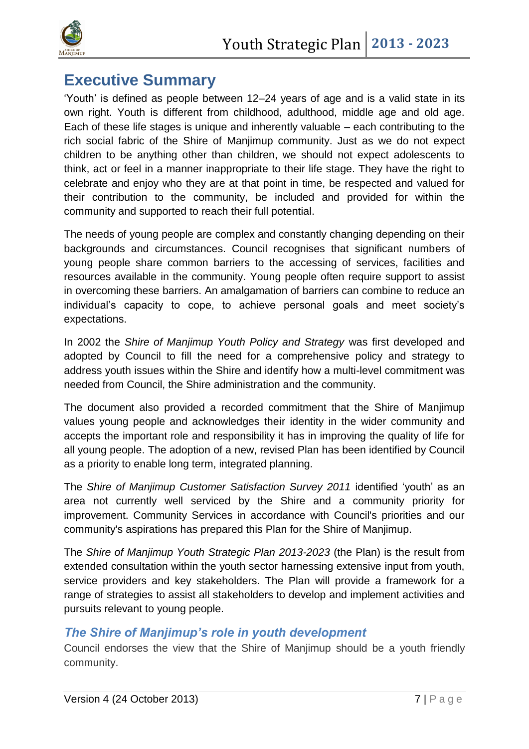# Executive Summary

'Youth' is defined as people between 12–24 years of age and is a valid state in its own right. Youth is different from childhood, adulthood, middle age and old age. Each of these life stages is unique and inherently valuable – each contributing to the rich social fabric of the Shire of Manjimup community. Just as we do not expect children to be anything other than children, we should not expect adolescents to think, act or feel in a manner inappropriate to their life stage. They have the right to celebrate and enjoy who they are at that point in time, be respected and valued for their contribution to the community, be included and provided for within the community and supported to reach their full potential.

The needs of young people are complex and constantly changing depending on their backgrounds and circumstances. Council recognises that significant numbers of young people share common barriers to the accessing of services, facilities and resources available in the community. Young people often require support to assist in overcoming these barriers. An amalgamation of barriers can combine to reduce an individual's capacity to cope, to achieve personal goals and meet society's expectations.

In 2002 the *Shire of Manjimup Youth Policy and Strategy* was first developed and adopted by Council to fill the need for a comprehensive policy and strategy to address youth issues within the Shire and identify how a multi-level commitment was needed from Council, the Shire administration and the community.

The document also provided a recorded commitment that the Shire of Manjimup values young people and acknowledges their identity in the wider community and accepts the important role and responsibility it has in improving the quality of life for all young people. The adoption of a new, revised Plan has been identified by Council as a priority to enable long term, integrated planning.

The *Shire of Manjimup Customer Satisfaction Survey 2011* identified 'youth' as an area not currently well serviced by the Shire and a community priority for improvement. Community Services in accordance with Council's priorities and our community's aspirations has prepared this Plan for the Shire of Manjimup.

The *Shire of Manjimup Youth Strategic Plan 2013-2023* (the Plan) is the result from extended consultation within the youth sector harnessing extensive input from youth, service providers and key stakeholders. The Plan will provide a framework for a range of strategies to assist all stakeholders to develop and implement activities and pursuits relevant to young people.

## *The Shire of Manjimup's role in youth development*

Council endorses the view that the Shire of Manjimup should be a youth friendly community.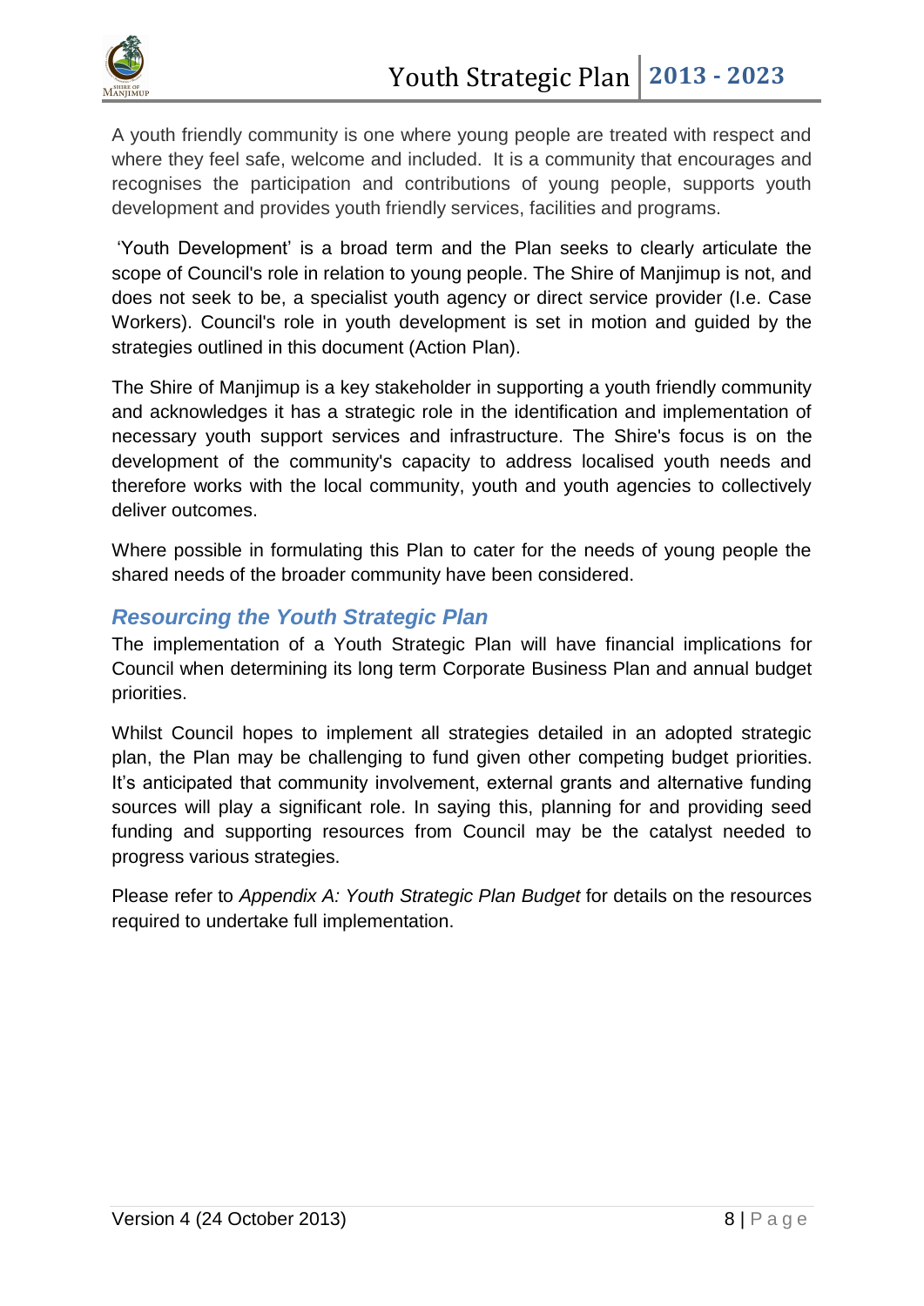A youth friendly community is one where young people are treated with respect and where they feel safe, welcome and included. It is a community that encourages and recognises the participation and contributions of young people, supports youth development and provides youth friendly services, facilities and programs.

'Youth Development' is a broad term and the Plan seeks to clearly articulate the scope of Council's role in relation to young people. The Shire of Manjimup is not, and does not seek to be, a specialist youth agency or direct service provider (I.e. Case Workers). Council's role in youth development is set in motion and guided by the strategies outlined in this document (Action Plan).

The Shire of Manjimup is a key stakeholder in supporting a youth friendly community and acknowledges it has a strategic role in the identification and implementation of necessary youth support services and infrastructure. The Shire's focus is on the development of the community's capacity to address localised youth needs and therefore works with the local community, youth and youth agencies to collectively deliver outcomes.

Where possible in formulating this Plan to cater for the needs of young people the shared needs of the broader community have been considered.

## *Resourcing the Youth Strategic Plan*

The implementation of a Youth Strategic Plan will have financial implications for Council when determining its long term Corporate Business Plan and annual budget priorities.

Whilst Council hopes to implement all strategies detailed in an adopted strategic plan, the Plan may be challenging to fund given other competing budget priorities. It's anticipated that community involvement, external grants and alternative funding sources will play a significant role. In saying this, planning for and providing seed funding and supporting resources from Council may be the catalyst needed to progress various strategies.

Please refer to *Appendix A: Youth Strategic Plan Budget* for details on the resources required to undertake full implementation.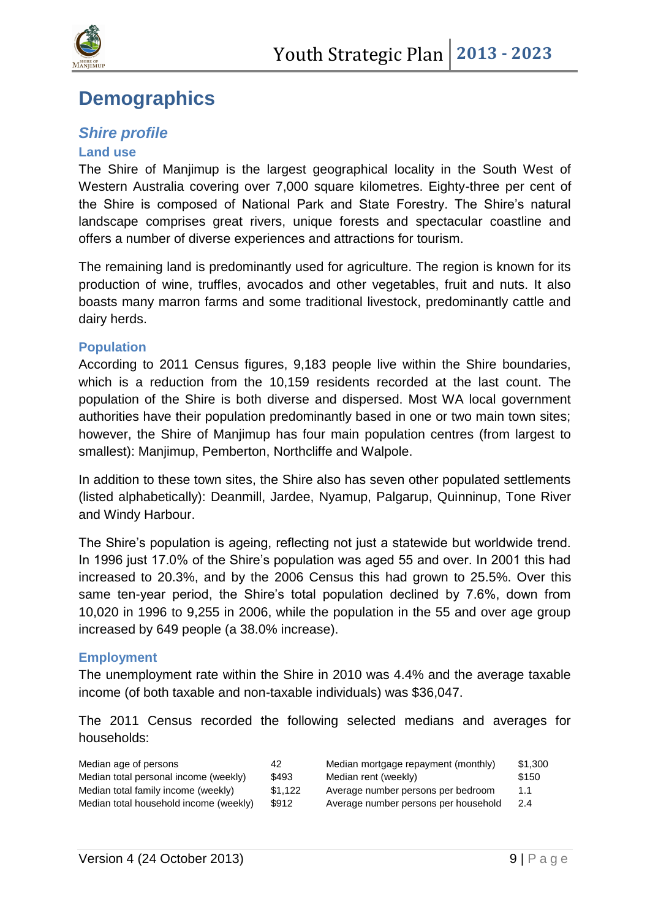# Demographics

## *Shire profile*

### Land use

The Shire of Manjimup is the largest geographical locality in the South West of Western Australia covering over 7,000 square kilometres. Eighty-three per cent of the Shire is composed of National Park and State Forestry. The Shire's natural landscape comprises great rivers, unique forests and spectacular coastline and offers a number of diverse experiences and attractions for tourism.

The remaining land is predominantly used for agriculture. The region is known for its production of wine, truffles, avocados and other vegetables, fruit and nuts. It also boasts many marron farms and some traditional livestock, predominantly cattle and dairy herds.

### Population

According to 2011 Census figures, 9,183 people live within the Shire boundaries, which is a reduction from the 10,159 residents recorded at the last count. The population of the Shire is both diverse and dispersed. Most WA local government authorities have their population predominantly based in one or two main town sites; however, the Shire of Manjimup has four main population centres (from largest to smallest): Manjimup, Pemberton, Northcliffe and Walpole.

In addition to these town sites, the Shire also has seven other populated settlements (listed alphabetically): Deanmill, Jardee, Nyamup, Palgarup, Quinninup, Tone River and Windy Harbour.

The Shire's population is ageing, reflecting not just a statewide but worldwide trend. In 1996 just 17.0% of the Shire's population was aged 55 and over. In 2001 this had increased to 20.3%, and by the 2006 Census this had grown to 25.5%. Over this same ten-year period, the Shire's total population declined by 7.6%, down from 10,020 in 1996 to 9,255 in 2006, while the population in the 55 and over age group increased by 649 people (a 38.0% increase).

### Employment

The unemployment rate within the Shire in 2010 was 4.4% and the average taxable income (of both taxable and non-taxable individuals) was $36,047.

The 2011 Census recorded the following selected medians and averages for households:

| | | | |
|---|---|---|---|
| Median age of persons | 42 | Median mortgage repayment (monthly) | $1,300 |
| Median total personal income (weekly) | $493 | Median rent (weekly) | $150 |
| Median total family income (weekly) | $1,122 | Average number persons per bedroom | 1.1 |
| Median total household income (weekly) | $912 | Average number persons per household | 2.4 |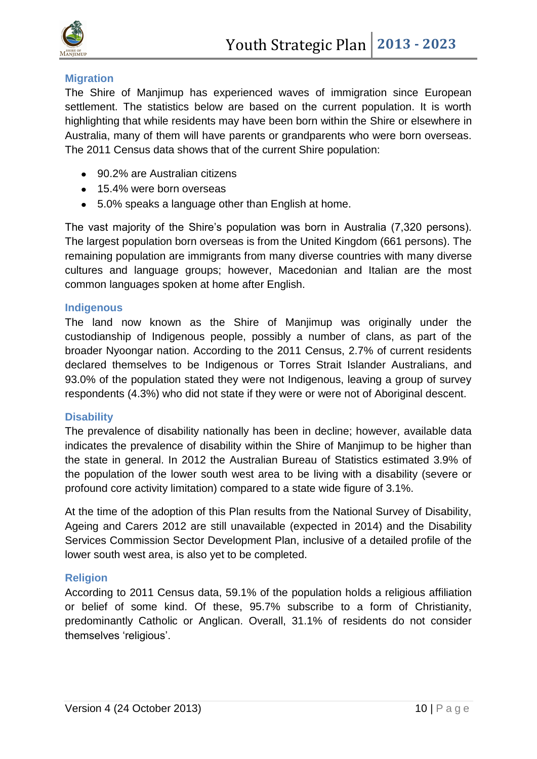## Migration

The Shire of Manjimup has experienced waves of immigration since European settlement. The statistics below are based on the current population. It is worth highlighting that while residents may have been born within the Shire or elsewhere in Australia, many of them will have parents or grandparents who were born overseas. The 2011 Census data shows that of the current Shire population:

- 90.2% are Australian citizens
- 15.4% were born overseas
- 5.0% speaks a language other than English at home.

The vast majority of the Shire's population was born in Australia (7,320 persons). The largest population born overseas is from the United Kingdom (661 persons). The remaining population are immigrants from many diverse countries with many diverse cultures and language groups; however, Macedonian and Italian are the most common languages spoken at home after English.

## Indigenous

The land now known as the Shire of Manjimup was originally under the custodianship of Indigenous people, possibly a number of clans, as part of the broader Nyoongar nation. According to the 2011 Census, 2.7% of current residents declared themselves to be Indigenous or Torres Strait Islander Australians, and 93.0% of the population stated they were not Indigenous, leaving a group of survey respondents (4.3%) who did not state if they were or were not of Aboriginal descent.

## Disability

The prevalence of disability nationally has been in decline; however, available data indicates the prevalence of disability within the Shire of Manjimup to be higher than the state in general. In 2012 the Australian Bureau of Statistics estimated 3.9% of the population of the lower south west area to be living with a disability (severe or profound core activity limitation) compared to a state wide figure of 3.1%.

At the time of the adoption of this Plan results from the National Survey of Disability, Ageing and Carers 2012 are still unavailable (expected in 2014) and the Disability Services Commission Sector Development Plan, inclusive of a detailed profile of the lower south west area, is also yet to be completed.

## Religion

According to 2011 Census data, 59.1% of the population holds a religious affiliation or belief of some kind. Of these, 95.7% subscribe to a form of Christianity, predominantly Catholic or Anglican. Overall, 31.1% of residents do not consider themselves 'religious'.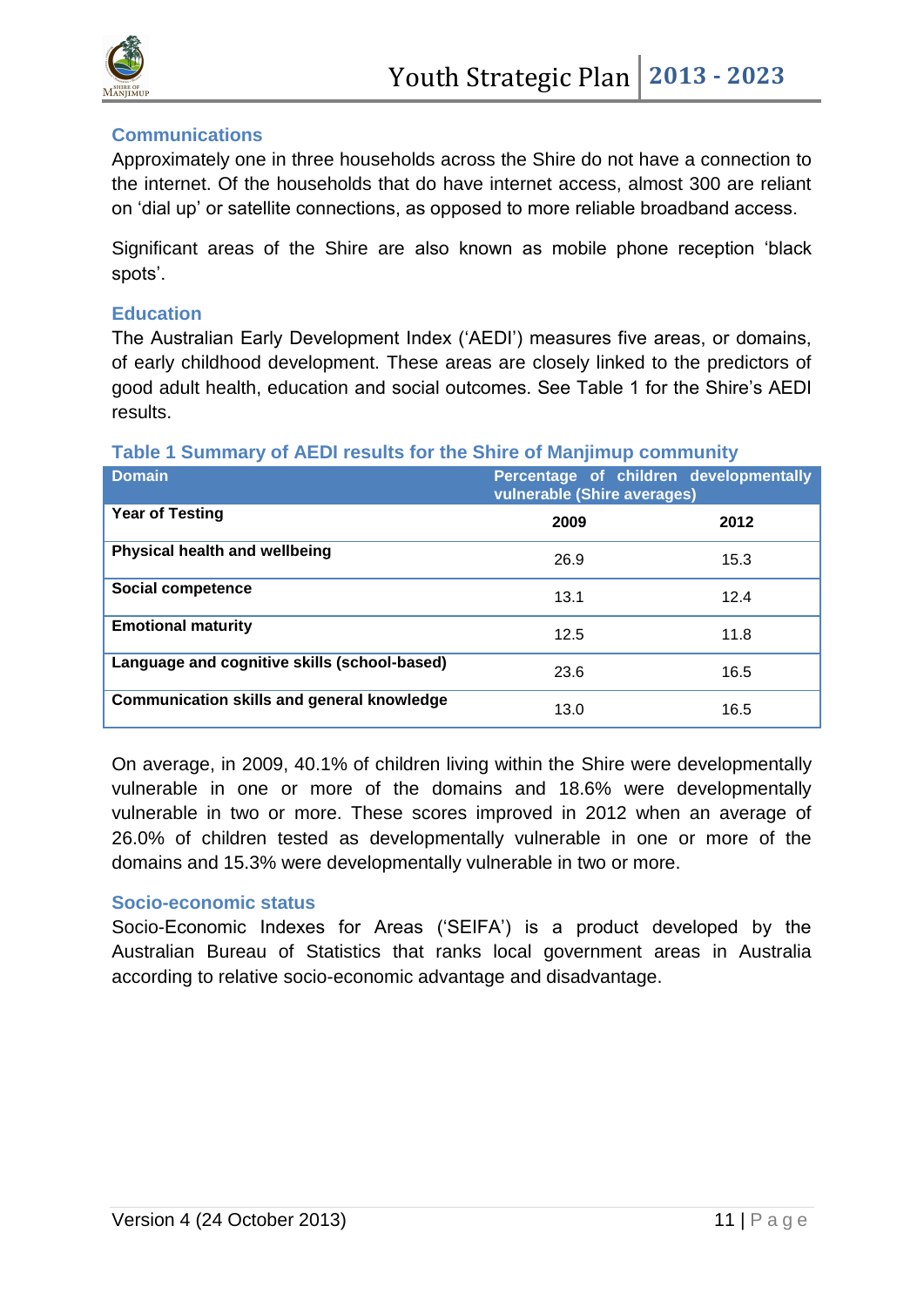### Communications

Approximately one in three households across the Shire do not have a connection to the internet. Of the households that do have internet access, almost 300 are reliant on 'dial up' or satellite connections, as opposed to more reliable broadband access.

Significant areas of the Shire are also known as mobile phone reception 'black spots'.

### Education

The Australian Early Development Index ('AEDI') measures five areas, or domains, of early childhood development. These areas are closely linked to the predictors of good adult health, education and social outcomes. See Table 1 for the Shire's AEDI results.

**Table 1 Summary of AEDI results for the Shire of Manjimup community**

| Domain | Percentage of children developmentally vulnerable (Shire averages) | |
|---|---|---|
| **Year of Testing** | **2009** | **2012** |
| **Physical health and wellbeing** | 26.9 | 15.3 |
| **Social competence** | 13.1 | 12.4 |
| **Emotional maturity** | 12.5 | 11.8 |
| **Language and cognitive skills (school-based)** | 23.6 | 16.5 |
| **Communication skills and general knowledge** | 13.0 | 16.5 |

On average, in 2009, 40.1% of children living within the Shire were developmentally vulnerable in one or more of the domains and 18.6% were developmentally vulnerable in two or more. These scores improved in 2012 when an average of 26.0% of children tested as developmentally vulnerable in one or more of the domains and 15.3% were developmentally vulnerable in two or more.

### Socio-economic status

Socio-Economic Indexes for Areas ('SEIFA') is a product developed by the Australian Bureau of Statistics that ranks local government areas in Australia according to relative socio-economic advantage and disadvantage.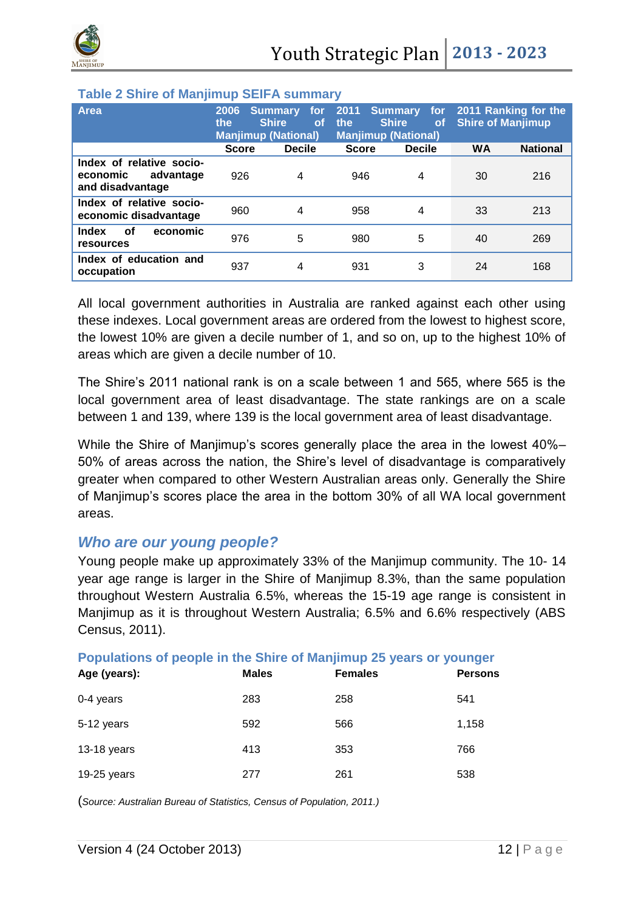### Table 2 Shire of Manjimup SEIFA summary

| Area | 2006 Summary for the Shire of Manjimup (National) | | 2011 Summary for the Shire of Manjimup (National) | | 2011 Ranking for the Shire of Manjimup | |
|---|---|---|---|---|---|---|
| | Score | Decile | Score | Decile | WA | National |
| **Index of relative socio-economic advantage and disadvantage** | 926 | 4 | 946 | 4 | 30 | 216 |
| **Index of relative socio-economic disadvantage** | 960 | 4 | 958 | 4 | 33 | 213 |
| **Index of economic resources** | 976 | 5 | 980 | 5 | 40 | 269 |
| **Index of education and occupation** | 937 | 4 | 931 | 3 | 24 | 168 |

All local government authorities in Australia are ranked against each other using these indexes. Local government areas are ordered from the lowest to highest score, the lowest 10% are given a decile number of 1, and so on, up to the highest 10% of areas which are given a decile number of 10.

The Shire's 2011 national rank is on a scale between 1 and 565, where 565 is the local government area of least disadvantage. The state rankings are on a scale between 1 and 139, where 139 is the local government area of least disadvantage.

While the Shire of Manjimup's scores generally place the area in the lowest 40%–50% of areas across the nation, the Shire's level of disadvantage is comparatively greater when compared to other Western Australian areas only. Generally the Shire of Manjimup's scores place the area in the bottom 30% of all WA local government areas.

## *Who are our young people?*

Young people make up approximately 33% of the Manjimup community. The 10- 14 year age range is larger in the Shire of Manjimup 8.3%, than the same population throughout Western Australia 6.5%, whereas the 15-19 age range is consistent in Manjimup as it is throughout Western Australia; 6.5% and 6.6% respectively (ABS Census, 2011).

### Populations of people in the Shire of Manjimup 25 years or younger

| Age (years): | Males | Females | Persons |
|---|---|---|---|
| 0-4 years | 283 | 258 | 541 |
| 5-12 years | 592 | 566 | 1,158 |
| 13-18 years | 413 | 353 | 766 |
| 19-25 years | 277 | 261 | 538 |

(*Source: Australian Bureau of Statistics, Census of Population, 2011.*)

Version 4 (24 October 2013)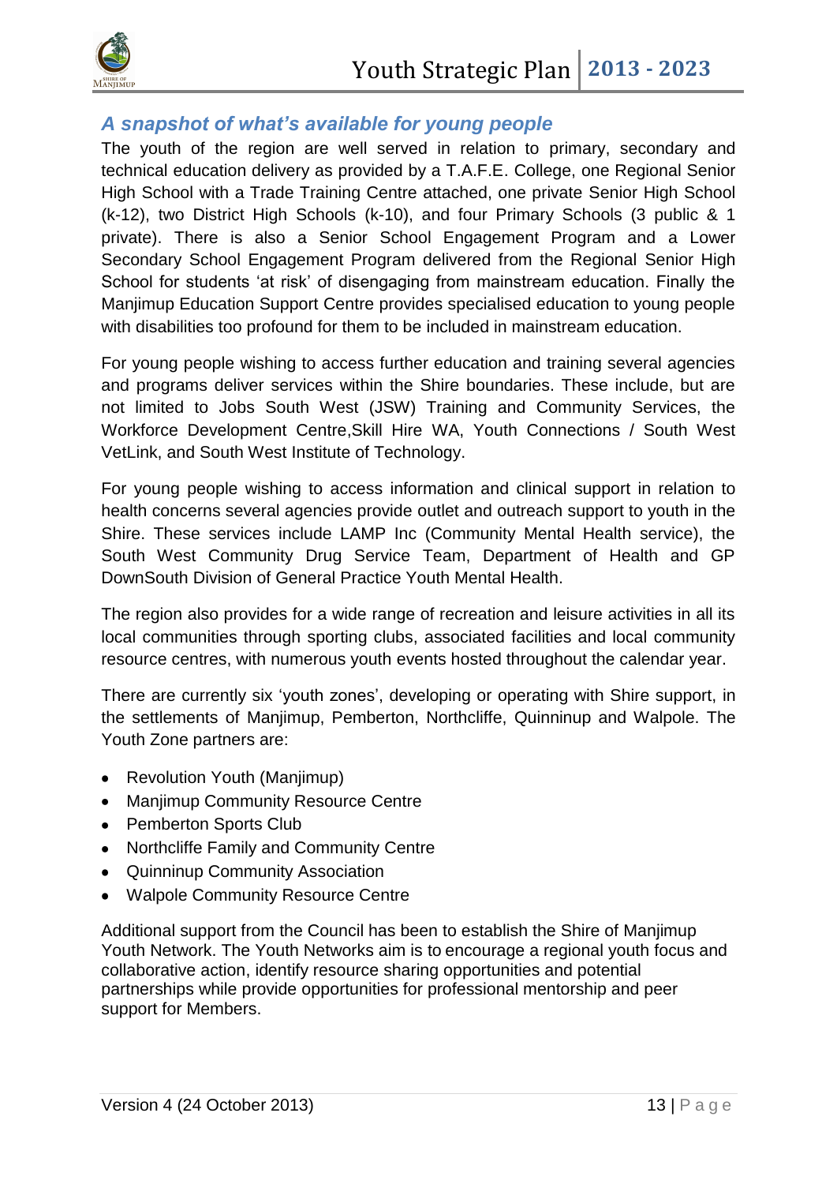## *A snapshot of what's available for young people*

The youth of the region are well served in relation to primary, secondary and technical education delivery as provided by a T.A.F.E. College, one Regional Senior High School with a Trade Training Centre attached, one private Senior High School (k-12), two District High Schools (k-10), and four Primary Schools (3 public & 1 private). There is also a Senior School Engagement Program and a Lower Secondary School Engagement Program delivered from the Regional Senior High School for students 'at risk' of disengaging from mainstream education. Finally the Manjimup Education Support Centre provides specialised education to young people with disabilities too profound for them to be included in mainstream education.

For young people wishing to access further education and training several agencies and programs deliver services within the Shire boundaries. These include, but are not limited to Jobs South West (JSW) Training and Community Services, the Workforce Development Centre,Skill Hire WA, Youth Connections / South West VetLink, and South West Institute of Technology.

For young people wishing to access information and clinical support in relation to health concerns several agencies provide outlet and outreach support to youth in the Shire. These services include LAMP Inc (Community Mental Health service), the South West Community Drug Service Team, Department of Health and GP DownSouth Division of General Practice Youth Mental Health.

The region also provides for a wide range of recreation and leisure activities in all its local communities through sporting clubs, associated facilities and local community resource centres, with numerous youth events hosted throughout the calendar year.

There are currently six 'youth zones', developing or operating with Shire support, in the settlements of Manjimup, Pemberton, Northcliffe, Quinninup and Walpole. The Youth Zone partners are:

- Revolution Youth (Manjimup)
- Manjimup Community Resource Centre
- Pemberton Sports Club
- Northcliffe Family and Community Centre
- Quinninup Community Association
- Walpole Community Resource Centre

Additional support from the Council has been to establish the Shire of Manjimup Youth Network. The Youth Networks aim is to encourage a regional youth focus and collaborative action, identify resource sharing opportunities and potential partnerships while provide opportunities for professional mentorship and peer support for Members.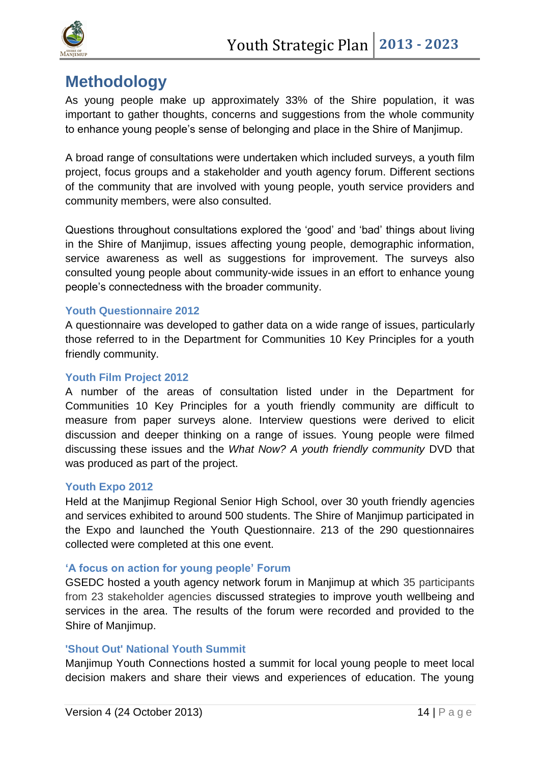# Methodology

As young people make up approximately 33% of the Shire population, it was important to gather thoughts, concerns and suggestions from the whole community to enhance young people's sense of belonging and place in the Shire of Manjimup.

A broad range of consultations were undertaken which included surveys, a youth film project, focus groups and a stakeholder and youth agency forum. Different sections of the community that are involved with young people, youth service providers and community members, were also consulted.

Questions throughout consultations explored the 'good' and 'bad' things about living in the Shire of Manjimup, issues affecting young people, demographic information, service awareness as well as suggestions for improvement. The surveys also consulted young people about community-wide issues in an effort to enhance young people's connectedness with the broader community.

### Youth Questionnaire 2012

A questionnaire was developed to gather data on a wide range of issues, particularly those referred to in the Department for Communities 10 Key Principles for a youth friendly community.

### Youth Film Project 2012

A number of the areas of consultation listed under in the Department for Communities 10 Key Principles for a youth friendly community are difficult to measure from paper surveys alone. Interview questions were derived to elicit discussion and deeper thinking on a range of issues. Young people were filmed discussing these issues and the *What Now? A youth friendly community* DVD that was produced as part of the project.

### Youth Expo 2012

Held at the Manjimup Regional Senior High School, over 30 youth friendly agencies and services exhibited to around 500 students. The Shire of Manjimup participated in the Expo and launched the Youth Questionnaire. 213 of the 290 questionnaires collected were completed at this one event.

### 'A focus on action for young people' Forum

GSEDC hosted a youth agency network forum in Manjimup at which 35 participants from 23 stakeholder agencies discussed strategies to improve youth wellbeing and services in the area. The results of the forum were recorded and provided to the Shire of Manjimup.

### 'Shout Out' National Youth Summit

Manjimup Youth Connections hosted a summit for local young people to meet local decision makers and share their views and experiences of education. The young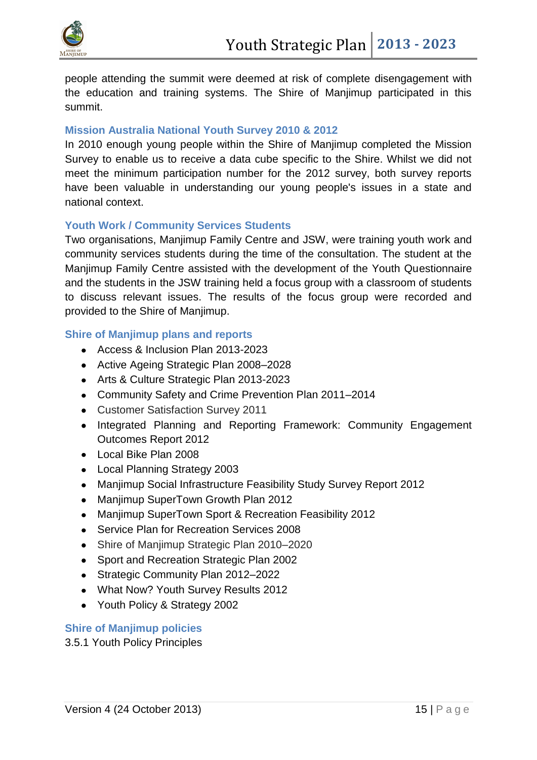people attending the summit were deemed at risk of complete disengagement with the education and training systems. The Shire of Manjimup participated in this summit.

### Mission Australia National Youth Survey 2010 & 2012

In 2010 enough young people within the Shire of Manjimup completed the Mission Survey to enable us to receive a data cube specific to the Shire. Whilst we did not meet the minimum participation number for the 2012 survey, both survey reports have been valuable in understanding our young people's issues in a state and national context.

### Youth Work / Community Services Students

Two organisations, Manjimup Family Centre and JSW, were training youth work and community services students during the time of the consultation. The student at the Manjimup Family Centre assisted with the development of the Youth Questionnaire and the students in the JSW training held a focus group with a classroom of students to discuss relevant issues. The results of the focus group were recorded and provided to the Shire of Manjimup.

### Shire of Manjimup plans and reports

- Access & Inclusion Plan 2013-2023
- Active Ageing Strategic Plan 2008–2028
- Arts & Culture Strategic Plan 2013-2023
- Community Safety and Crime Prevention Plan 2011–2014
- Customer Satisfaction Survey 2011
- Integrated Planning and Reporting Framework: Community Engagement Outcomes Report 2012
- Local Bike Plan 2008
- Local Planning Strategy 2003
- Manjimup Social Infrastructure Feasibility Study Survey Report 2012
- Manjimup SuperTown Growth Plan 2012
- Manjimup SuperTown Sport & Recreation Feasibility 2012
- Service Plan for Recreation Services 2008
- Shire of Manjimup Strategic Plan 2010–2020
- Sport and Recreation Strategic Plan 2002
- Strategic Community Plan 2012–2022
- What Now? Youth Survey Results 2012
- Youth Policy & Strategy 2002

### Shire of Manjimup policies

3.5.1 Youth Policy Principles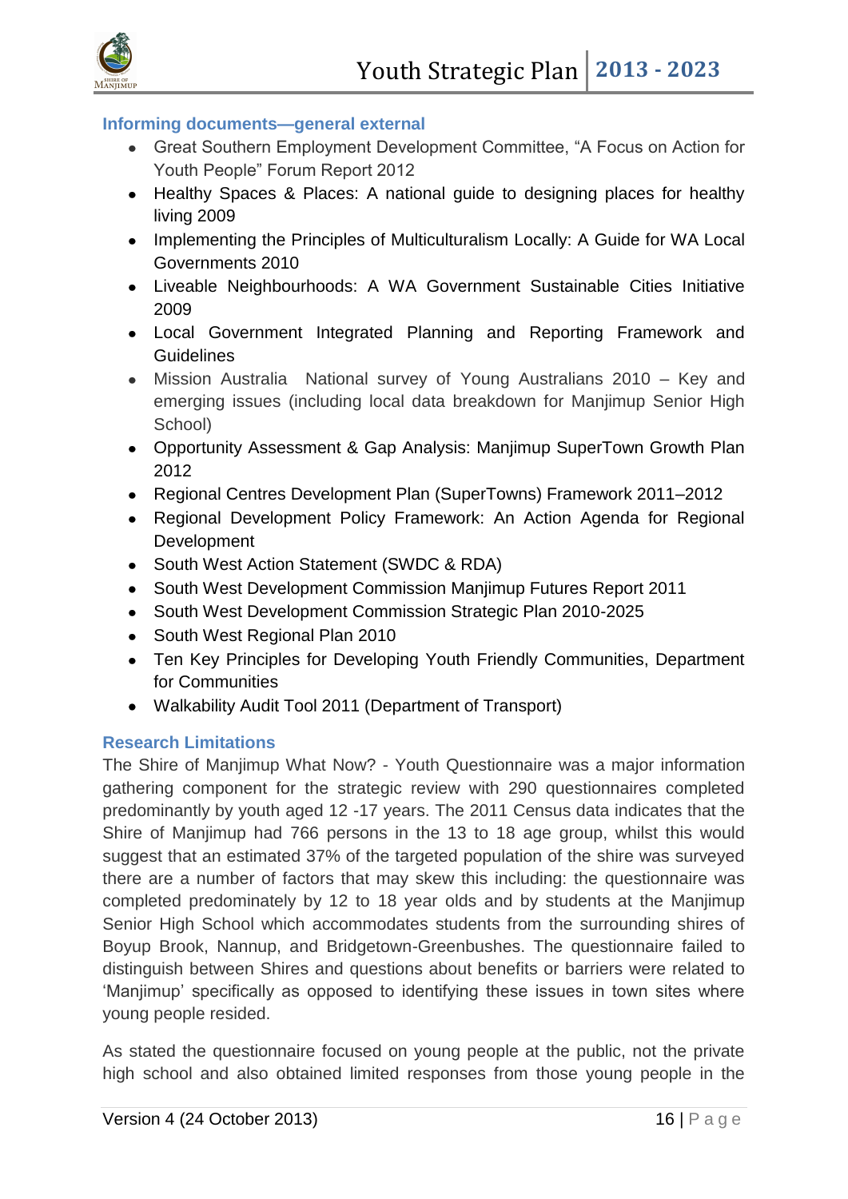### Informing documents—general external

- Great Southern Employment Development Committee, "A Focus on Action for Youth People" Forum Report 2012
- Healthy Spaces & Places: A national guide to designing places for healthy living 2009
- Implementing the Principles of Multiculturalism Locally: A Guide for WA Local Governments 2010
- Liveable Neighbourhoods: A WA Government Sustainable Cities Initiative 2009
- Local Government Integrated Planning and Reporting Framework and Guidelines
- Mission Australia  National survey of Young Australians 2010 – Key and emerging issues (including local data breakdown for Manjimup Senior High School)
- Opportunity Assessment & Gap Analysis: Manjimup SuperTown Growth Plan 2012
- Regional Centres Development Plan (SuperTowns) Framework 2011–2012
- Regional Development Policy Framework: An Action Agenda for Regional Development
- South West Action Statement (SWDC & RDA)
- South West Development Commission Manjimup Futures Report 2011
- South West Development Commission Strategic Plan 2010-2025
- South West Regional Plan 2010
- Ten Key Principles for Developing Youth Friendly Communities, Department for Communities
- Walkability Audit Tool 2011 (Department of Transport)

### Research Limitations

The Shire of Manjimup What Now? - Youth Questionnaire was a major information gathering component for the strategic review with 290 questionnaires completed predominantly by youth aged 12 -17 years. The 2011 Census data indicates that the Shire of Manjimup had 766 persons in the 13 to 18 age group, whilst this would suggest that an estimated 37% of the targeted population of the shire was surveyed there are a number of factors that may skew this including: the questionnaire was completed predominately by 12 to 18 year olds and by students at the Manjimup Senior High School which accommodates students from the surrounding shires of Boyup Brook, Nannup, and Bridgetown-Greenbushes. The questionnaire failed to distinguish between Shires and questions about benefits or barriers were related to 'Manjimup' specifically as opposed to identifying these issues in town sites where young people resided.

As stated the questionnaire focused on young people at the public, not the private high school and also obtained limited responses from those young people in the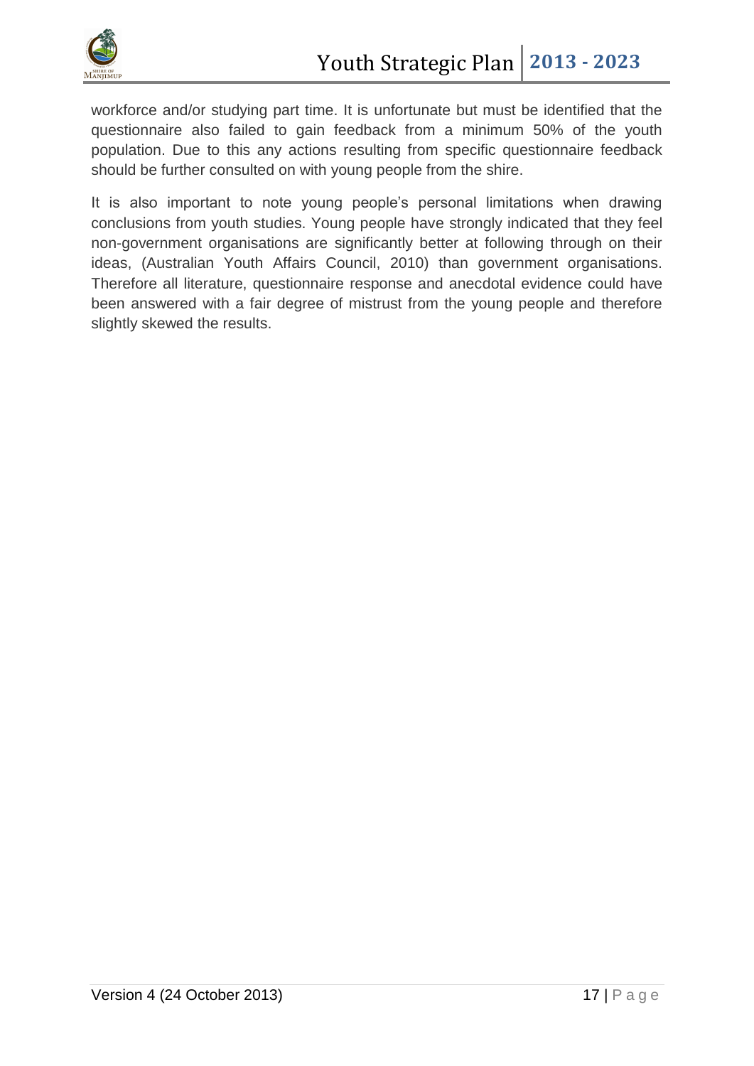workforce and/or studying part time. It is unfortunate but must be identified that the questionnaire also failed to gain feedback from a minimum 50% of the youth population. Due to this any actions resulting from specific questionnaire feedback should be further consulted on with young people from the shire.

It is also important to note young people's personal limitations when drawing conclusions from youth studies. Young people have strongly indicated that they feel non-government organisations are significantly better at following through on their ideas, (Australian Youth Affairs Council, 2010) than government organisations. Therefore all literature, questionnaire response and anecdotal evidence could have been answered with a fair degree of mistrust from the young people and therefore slightly skewed the results.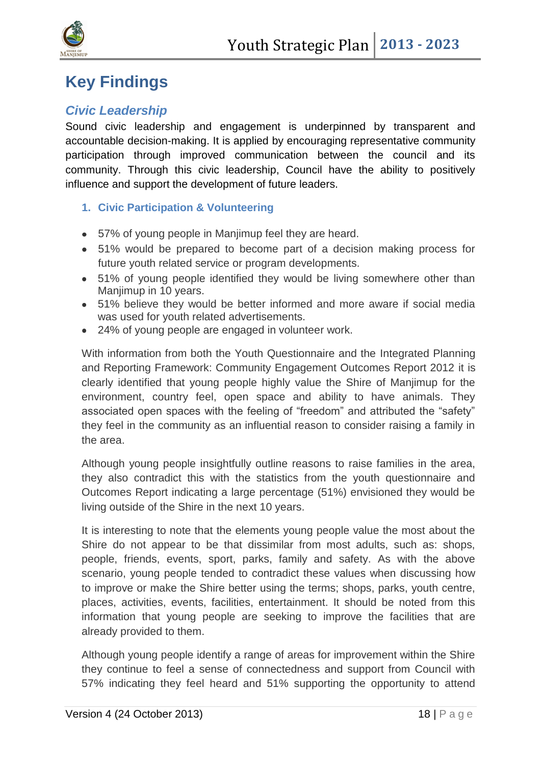# Key Findings

## *Civic Leadership*

Sound civic leadership and engagement is underpinned by transparent and accountable decision-making. It is applied by encouraging representative community participation through improved communication between the council and its community. Through this civic leadership, Council have the ability to positively influence and support the development of future leaders.

### 1. Civic Participation & Volunteering

- 57% of young people in Manjimup feel they are heard.
- 51% would be prepared to become part of a decision making process for future youth related service or program developments.
- 51% of young people identified they would be living somewhere other than Manjimup in 10 years.
- 51% believe they would be better informed and more aware if social media was used for youth related advertisements.
- 24% of young people are engaged in volunteer work.

With information from both the Youth Questionnaire and the Integrated Planning and Reporting Framework: Community Engagement Outcomes Report 2012 it is clearly identified that young people highly value the Shire of Manjimup for the environment, country feel, open space and ability to have animals. They associated open spaces with the feeling of "freedom" and attributed the "safety" they feel in the community as an influential reason to consider raising a family in the area.

Although young people insightfully outline reasons to raise families in the area, they also contradict this with the statistics from the youth questionnaire and Outcomes Report indicating a large percentage (51%) envisioned they would be living outside of the Shire in the next 10 years.

It is interesting to note that the elements young people value the most about the Shire do not appear to be that dissimilar from most adults, such as: shops, people, friends, events, sport, parks, family and safety. As with the above scenario, young people tended to contradict these values when discussing how to improve or make the Shire better using the terms; shops, parks, youth centre, places, activities, events, facilities, entertainment. It should be noted from this information that young people are seeking to improve the facilities that are already provided to them.

Although young people identify a range of areas for improvement within the Shire they continue to feel a sense of connectedness and support from Council with 57% indicating they feel heard and 51% supporting the opportunity to attend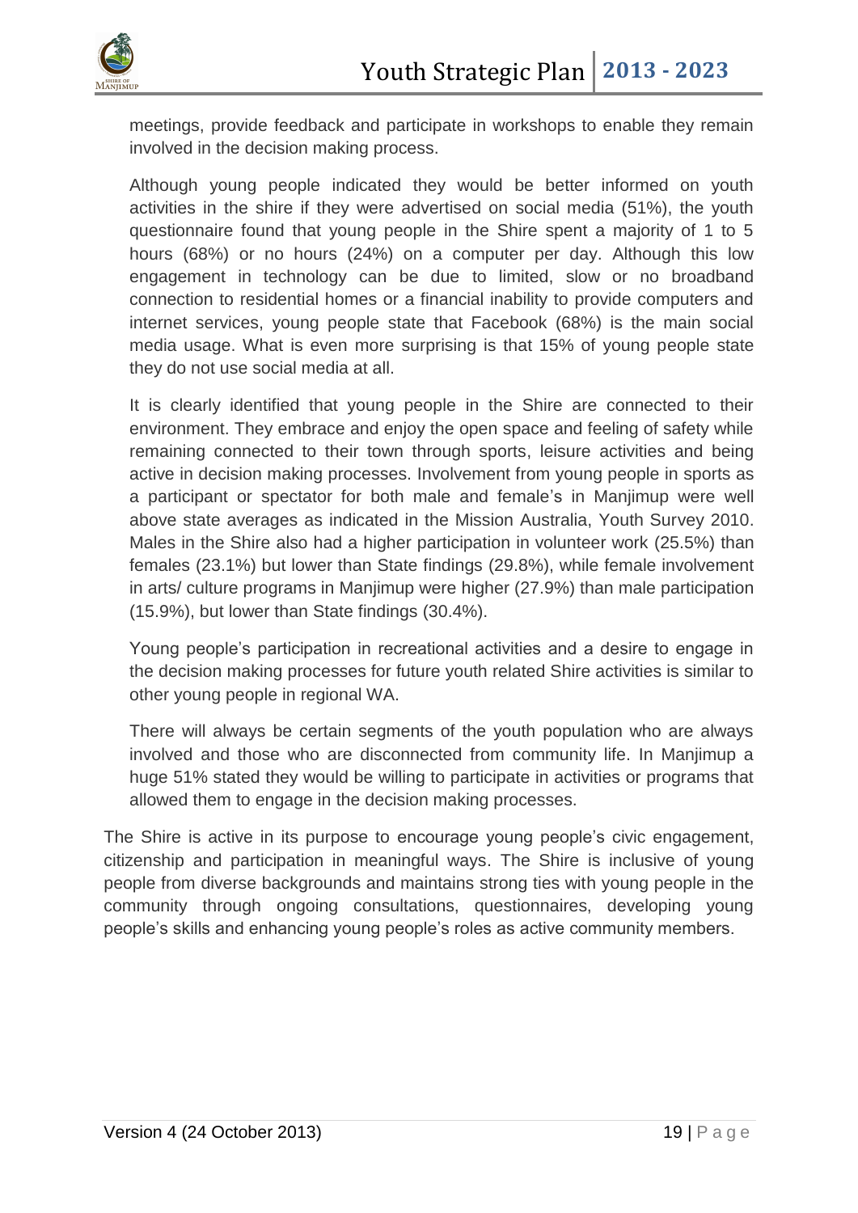meetings, provide feedback and participate in workshops to enable they remain involved in the decision making process.

Although young people indicated they would be better informed on youth activities in the shire if they were advertised on social media (51%), the youth questionnaire found that young people in the Shire spent a majority of 1 to 5 hours (68%) or no hours (24%) on a computer per day. Although this low engagement in technology can be due to limited, slow or no broadband connection to residential homes or a financial inability to provide computers and internet services, young people state that Facebook (68%) is the main social media usage. What is even more surprising is that 15% of young people state they do not use social media at all.

It is clearly identified that young people in the Shire are connected to their environment. They embrace and enjoy the open space and feeling of safety while remaining connected to their town through sports, leisure activities and being active in decision making processes. Involvement from young people in sports as a participant or spectator for both male and female's in Manjimup were well above state averages as indicated in the Mission Australia, Youth Survey 2010. Males in the Shire also had a higher participation in volunteer work (25.5%) than females (23.1%) but lower than State findings (29.8%), while female involvement in arts/ culture programs in Manjimup were higher (27.9%) than male participation (15.9%), but lower than State findings (30.4%).

Young people's participation in recreational activities and a desire to engage in the decision making processes for future youth related Shire activities is similar to other young people in regional WA.

There will always be certain segments of the youth population who are always involved and those who are disconnected from community life. In Manjimup a huge 51% stated they would be willing to participate in activities or programs that allowed them to engage in the decision making processes.

The Shire is active in its purpose to encourage young people's civic engagement, citizenship and participation in meaningful ways. The Shire is inclusive of young people from diverse backgrounds and maintains strong ties with young people in the community through ongoing consultations, questionnaires, developing young people's skills and enhancing young people's roles as active community members.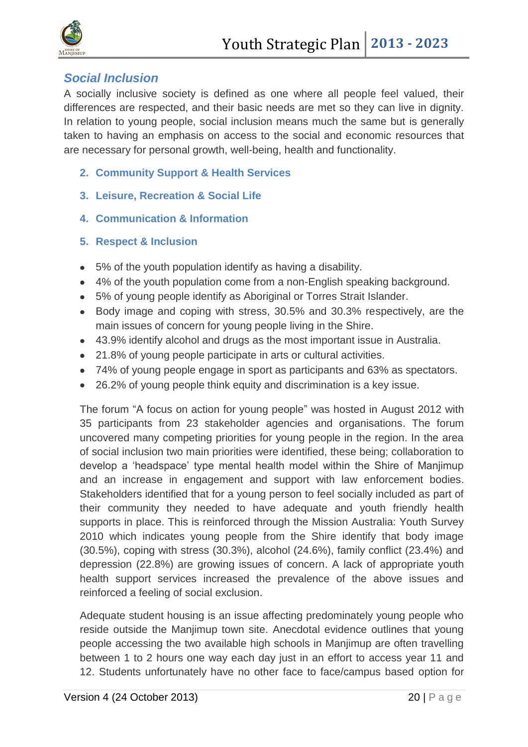## *Social Inclusion*

A socially inclusive society is defined as one where all people feel valued, their differences are respected, and their basic needs are met so they can live in dignity. In relation to young people, social inclusion means much the same but is generally taken to having an emphasis on access to the social and economic resources that are necessary for personal growth, well-being, health and functionality.

2. **Community Support & Health Services**
3. **Leisure, Recreation & Social Life**
4. **Communication & Information**
5. **Respect & Inclusion**

- 5% of the youth population identify as having a disability.
- 4% of the youth population come from a non-English speaking background.
- 5% of young people identify as Aboriginal or Torres Strait Islander.
- Body image and coping with stress, 30.5% and 30.3% respectively, are the main issues of concern for young people living in the Shire.
- 43.9% identify alcohol and drugs as the most important issue in Australia.
- 21.8% of young people participate in arts or cultural activities.
- 74% of young people engage in sport as participants and 63% as spectators.
- 26.2% of young people think equity and discrimination is a key issue.

The forum "A focus on action for young people" was hosted in August 2012 with 35 participants from 23 stakeholder agencies and organisations. The forum uncovered many competing priorities for young people in the region. In the area of social inclusion two main priorities were identified, these being; collaboration to develop a 'headspace' type mental health model within the Shire of Manjimup and an increase in engagement and support with law enforcement bodies. Stakeholders identified that for a young person to feel socially included as part of their community they needed to have adequate and youth friendly health supports in place. This is reinforced through the Mission Australia: Youth Survey 2010 which indicates young people from the Shire identify that body image (30.5%), coping with stress (30.3%), alcohol (24.6%), family conflict (23.4%) and depression (22.8%) are growing issues of concern. A lack of appropriate youth health support services increased the prevalence of the above issues and reinforced a feeling of social exclusion.

Adequate student housing is an issue affecting predominately young people who reside outside the Manjimup town site. Anecdotal evidence outlines that young people accessing the two available high schools in Manjimup are often travelling between 1 to 2 hours one way each day just in an effort to access year 11 and 12. Students unfortunately have no other face to face/campus based option for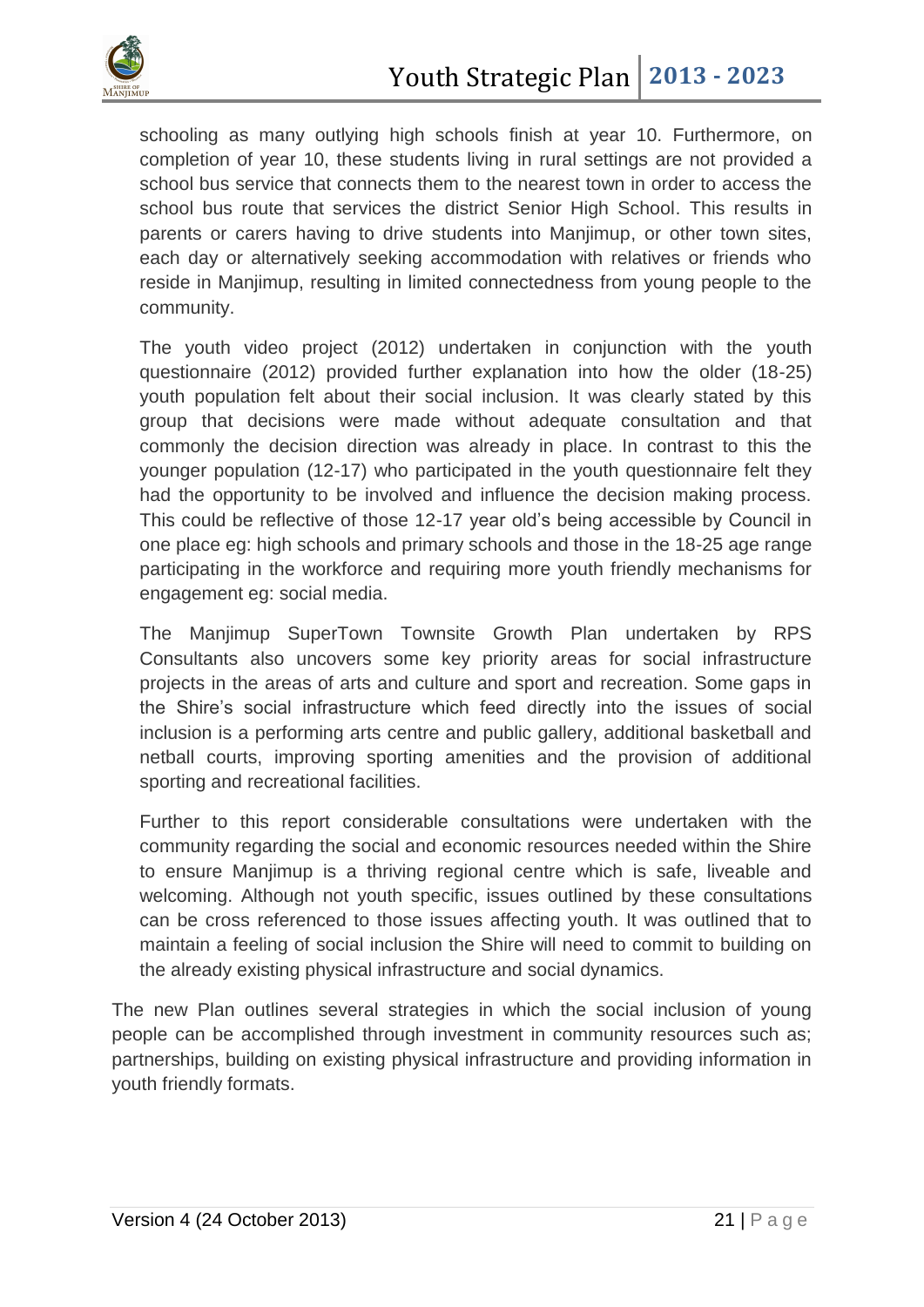schooling as many outlying high schools finish at year 10. Furthermore, on completion of year 10, these students living in rural settings are not provided a school bus service that connects them to the nearest town in order to access the school bus route that services the district Senior High School. This results in parents or carers having to drive students into Manjimup, or other town sites, each day or alternatively seeking accommodation with relatives or friends who reside in Manjimup, resulting in limited connectedness from young people to the community.

The youth video project (2012) undertaken in conjunction with the youth questionnaire (2012) provided further explanation into how the older (18-25) youth population felt about their social inclusion. It was clearly stated by this group that decisions were made without adequate consultation and that commonly the decision direction was already in place. In contrast to this the younger population (12-17) who participated in the youth questionnaire felt they had the opportunity to be involved and influence the decision making process. This could be reflective of those 12-17 year old's being accessible by Council in one place eg: high schools and primary schools and those in the 18-25 age range participating in the workforce and requiring more youth friendly mechanisms for engagement eg: social media.

The Manjimup SuperTown Townsite Growth Plan undertaken by RPS Consultants also uncovers some key priority areas for social infrastructure projects in the areas of arts and culture and sport and recreation. Some gaps in the Shire's social infrastructure which feed directly into the issues of social inclusion is a performing arts centre and public gallery, additional basketball and netball courts, improving sporting amenities and the provision of additional sporting and recreational facilities.

Further to this report considerable consultations were undertaken with the community regarding the social and economic resources needed within the Shire to ensure Manjimup is a thriving regional centre which is safe, liveable and welcoming. Although not youth specific, issues outlined by these consultations can be cross referenced to those issues affecting youth. It was outlined that to maintain a feeling of social inclusion the Shire will need to commit to building on the already existing physical infrastructure and social dynamics.

The new Plan outlines several strategies in which the social inclusion of young people can be accomplished through investment in community resources such as; partnerships, building on existing physical infrastructure and providing information in youth friendly formats.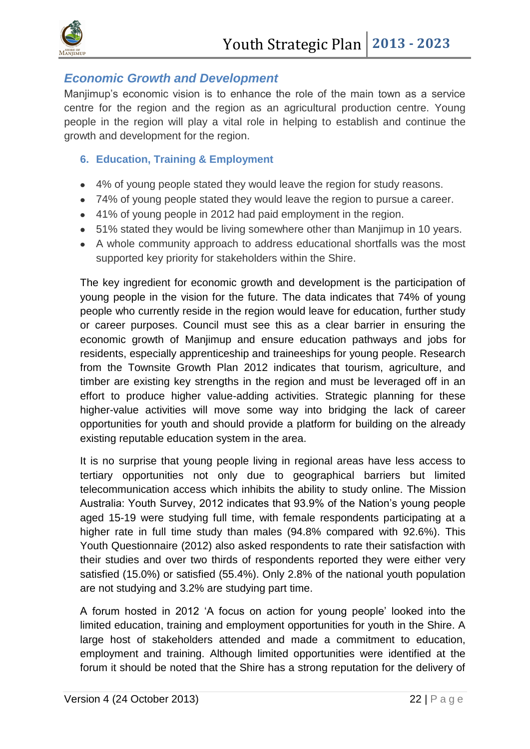## *Economic Growth and Development*

Manjimup's economic vision is to enhance the role of the main town as a service centre for the region and the region as an agricultural production centre. Young people in the region will play a vital role in helping to establish and continue the growth and development for the region.

### 6. Education, Training & Employment

- 4% of young people stated they would leave the region for study reasons.
- 74% of young people stated they would leave the region to pursue a career.
- 41% of young people in 2012 had paid employment in the region.
- 51% stated they would be living somewhere other than Manjimup in 10 years.
- A whole community approach to address educational shortfalls was the most supported key priority for stakeholders within the Shire.

The key ingredient for economic growth and development is the participation of young people in the vision for the future. The data indicates that 74% of young people who currently reside in the region would leave for education, further study or career purposes. Council must see this as a clear barrier in ensuring the economic growth of Manjimup and ensure education pathways and jobs for residents, especially apprenticeship and traineeships for young people. Research from the Townsite Growth Plan 2012 indicates that tourism, agriculture, and timber are existing key strengths in the region and must be leveraged off in an effort to produce higher value-adding activities. Strategic planning for these higher-value activities will move some way into bridging the lack of career opportunities for youth and should provide a platform for building on the already existing reputable education system in the area.

It is no surprise that young people living in regional areas have less access to tertiary opportunities not only due to geographical barriers but limited telecommunication access which inhibits the ability to study online. The Mission Australia: Youth Survey, 2012 indicates that 93.9% of the Nation's young people aged 15-19 were studying full time, with female respondents participating at a higher rate in full time study than males (94.8% compared with 92.6%). This Youth Questionnaire (2012) also asked respondents to rate their satisfaction with their studies and over two thirds of respondents reported they were either very satisfied (15.0%) or satisfied (55.4%). Only 2.8% of the national youth population are not studying and 3.2% are studying part time.

A forum hosted in 2012 'A focus on action for young people' looked into the limited education, training and employment opportunities for youth in the Shire. A large host of stakeholders attended and made a commitment to education, employment and training. Although limited opportunities were identified at the forum it should be noted that the Shire has a strong reputation for the delivery of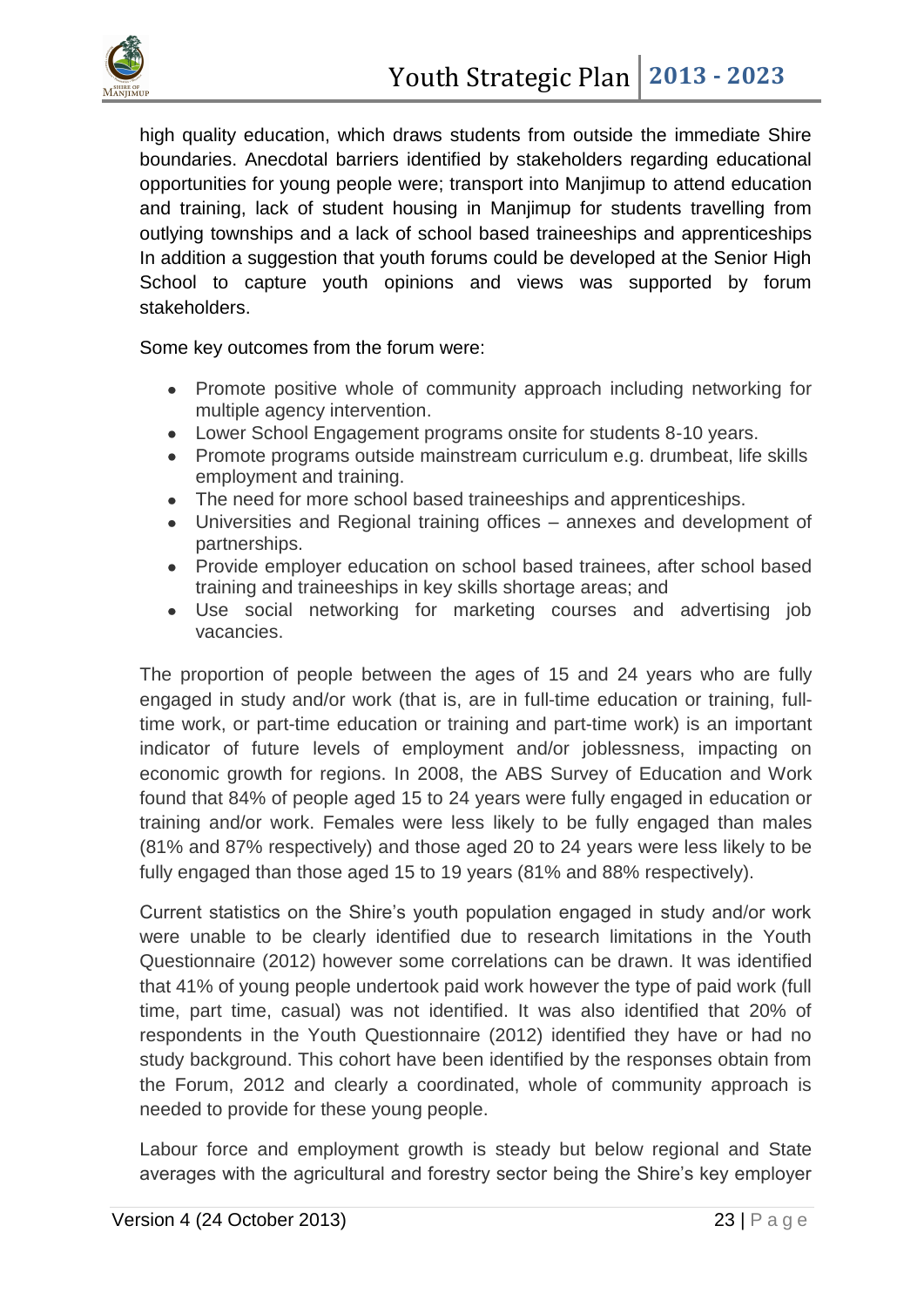high quality education, which draws students from outside the immediate Shire boundaries. Anecdotal barriers identified by stakeholders regarding educational opportunities for young people were; transport into Manjimup to attend education and training, lack of student housing in Manjimup for students travelling from outlying townships and a lack of school based traineeships and apprenticeships In addition a suggestion that youth forums could be developed at the Senior High School to capture youth opinions and views was supported by forum stakeholders.

Some key outcomes from the forum were:

- Promote positive whole of community approach including networking for multiple agency intervention.
- Lower School Engagement programs onsite for students 8-10 years.
- Promote programs outside mainstream curriculum e.g. drumbeat, life skills employment and training.
- The need for more school based traineeships and apprenticeships.
- Universities and Regional training offices – annexes and development of partnerships.
- Provide employer education on school based trainees, after school based training and traineeships in key skills shortage areas; and
- Use social networking for marketing courses and advertising job vacancies.

The proportion of people between the ages of 15 and 24 years who are fully engaged in study and/or work (that is, are in full-time education or training, full-time work, or part-time education or training and part-time work) is an important indicator of future levels of employment and/or joblessness, impacting on economic growth for regions. In 2008, the ABS Survey of Education and Work found that 84% of people aged 15 to 24 years were fully engaged in education or training and/or work. Females were less likely to be fully engaged than males (81% and 87% respectively) and those aged 20 to 24 years were less likely to be fully engaged than those aged 15 to 19 years (81% and 88% respectively).

Current statistics on the Shire's youth population engaged in study and/or work were unable to be clearly identified due to research limitations in the Youth Questionnaire (2012) however some correlations can be drawn. It was identified that 41% of young people undertook paid work however the type of paid work (full time, part time, casual) was not identified. It was also identified that 20% of respondents in the Youth Questionnaire (2012) identified they have or had no study background. This cohort have been identified by the responses obtain from the Forum, 2012 and clearly a coordinated, whole of community approach is needed to provide for these young people.

Labour force and employment growth is steady but below regional and State averages with the agricultural and forestry sector being the Shire's key employer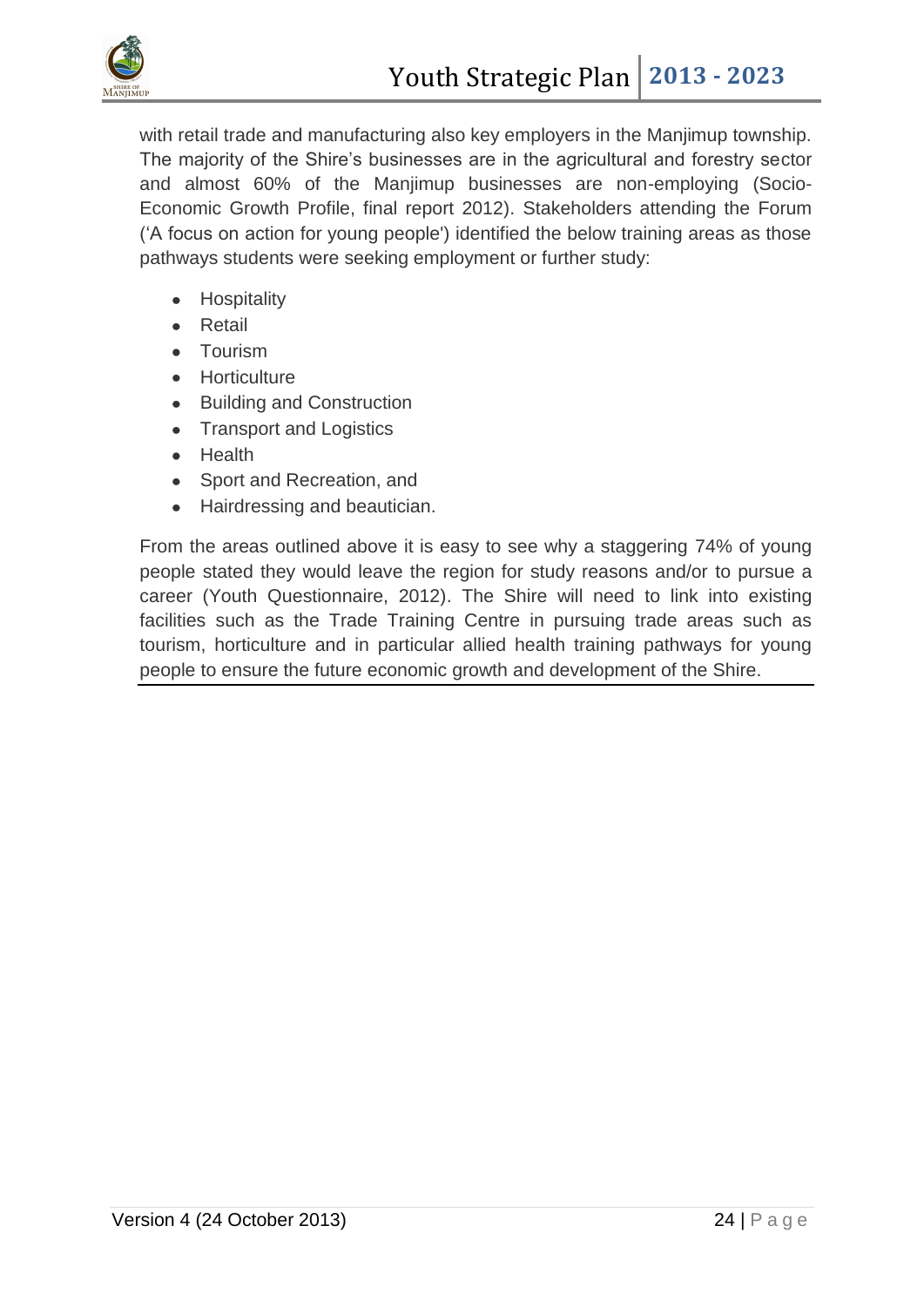with retail trade and manufacturing also key employers in the Manjimup township. The majority of the Shire's businesses are in the agricultural and forestry sector and almost 60% of the Manjimup businesses are non-employing (Socio-Economic Growth Profile, final report 2012). Stakeholders attending the Forum ('A focus on action for young people') identified the below training areas as those pathways students were seeking employment or further study:

- Hospitality
- Retail
- Tourism
- Horticulture
- Building and Construction
- Transport and Logistics
- Health
- Sport and Recreation, and
- Hairdressing and beautician.

From the areas outlined above it is easy to see why a staggering 74% of young people stated they would leave the region for study reasons and/or to pursue a career (Youth Questionnaire, 2012). The Shire will need to link into existing facilities such as the Trade Training Centre in pursuing trade areas such as tourism, horticulture and in particular allied health training pathways for young people to ensure the future economic growth and development of the Shire.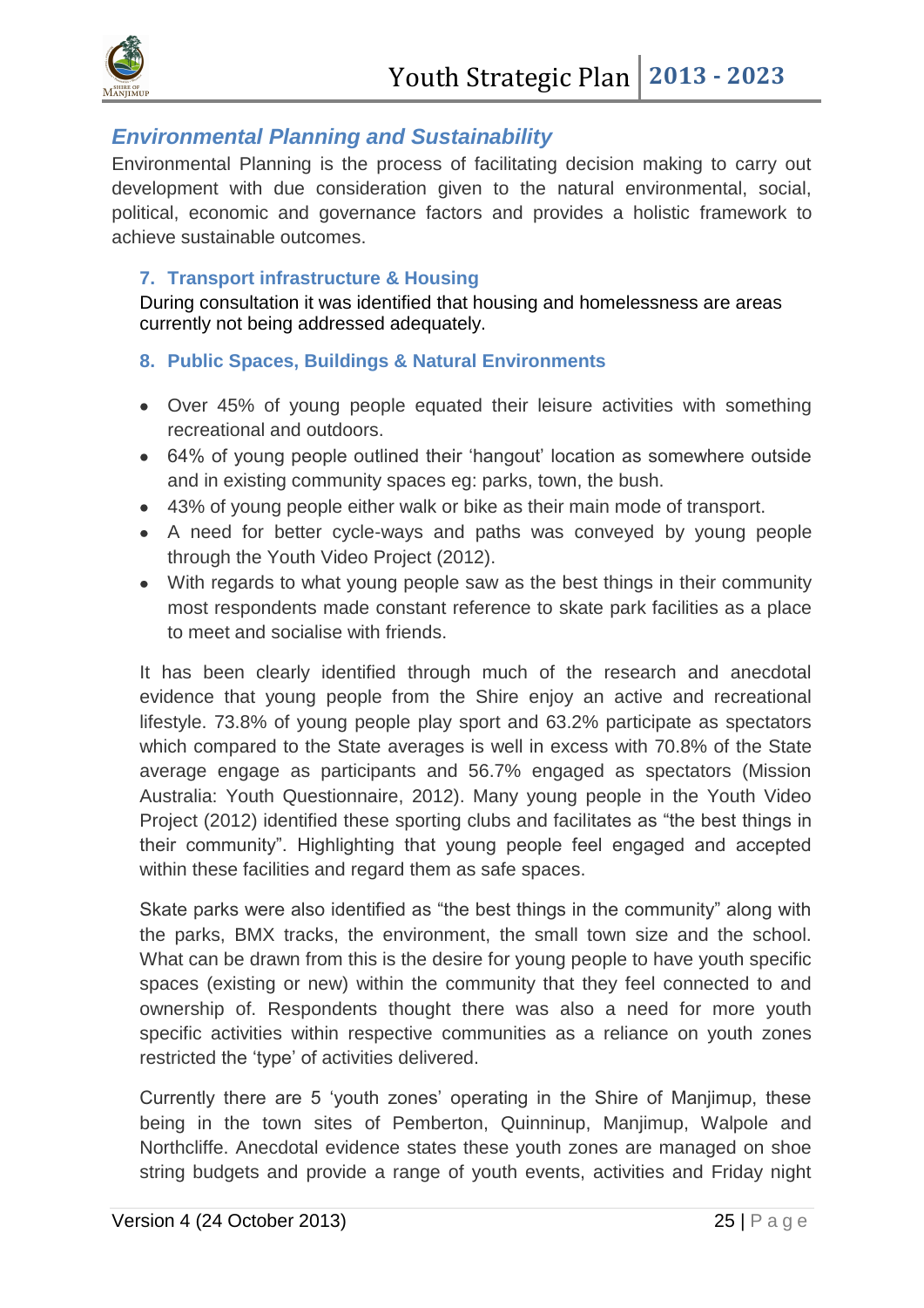## *Environmental Planning and Sustainability*

Environmental Planning is the process of facilitating decision making to carry out development with due consideration given to the natural environmental, social, political, economic and governance factors and provides a holistic framework to achieve sustainable outcomes.

### 7. Transport infrastructure & Housing

During consultation it was identified that housing and homelessness are areas currently not being addressed adequately.

### 8. Public Spaces, Buildings & Natural Environments

- Over 45% of young people equated their leisure activities with something recreational and outdoors.
- 64% of young people outlined their 'hangout' location as somewhere outside and in existing community spaces eg: parks, town, the bush.
- 43% of young people either walk or bike as their main mode of transport.
- A need for better cycle-ways and paths was conveyed by young people through the Youth Video Project (2012).
- With regards to what young people saw as the best things in their community most respondents made constant reference to skate park facilities as a place to meet and socialise with friends.

It has been clearly identified through much of the research and anecdotal evidence that young people from the Shire enjoy an active and recreational lifestyle. 73.8% of young people play sport and 63.2% participate as spectators which compared to the State averages is well in excess with 70.8% of the State average engage as participants and 56.7% engaged as spectators (Mission Australia: Youth Questionnaire, 2012). Many young people in the Youth Video Project (2012) identified these sporting clubs and facilitates as "the best things in their community". Highlighting that young people feel engaged and accepted within these facilities and regard them as safe spaces.

Skate parks were also identified as "the best things in the community" along with the parks, BMX tracks, the environment, the small town size and the school. What can be drawn from this is the desire for young people to have youth specific spaces (existing or new) within the community that they feel connected to and ownership of. Respondents thought there was also a need for more youth specific activities within respective communities as a reliance on youth zones restricted the 'type' of activities delivered.

Currently there are 5 'youth zones' operating in the Shire of Manjimup, these being in the town sites of Pemberton, Quinninup, Manjimup, Walpole and Northcliffe. Anecdotal evidence states these youth zones are managed on shoe string budgets and provide a range of youth events, activities and Friday night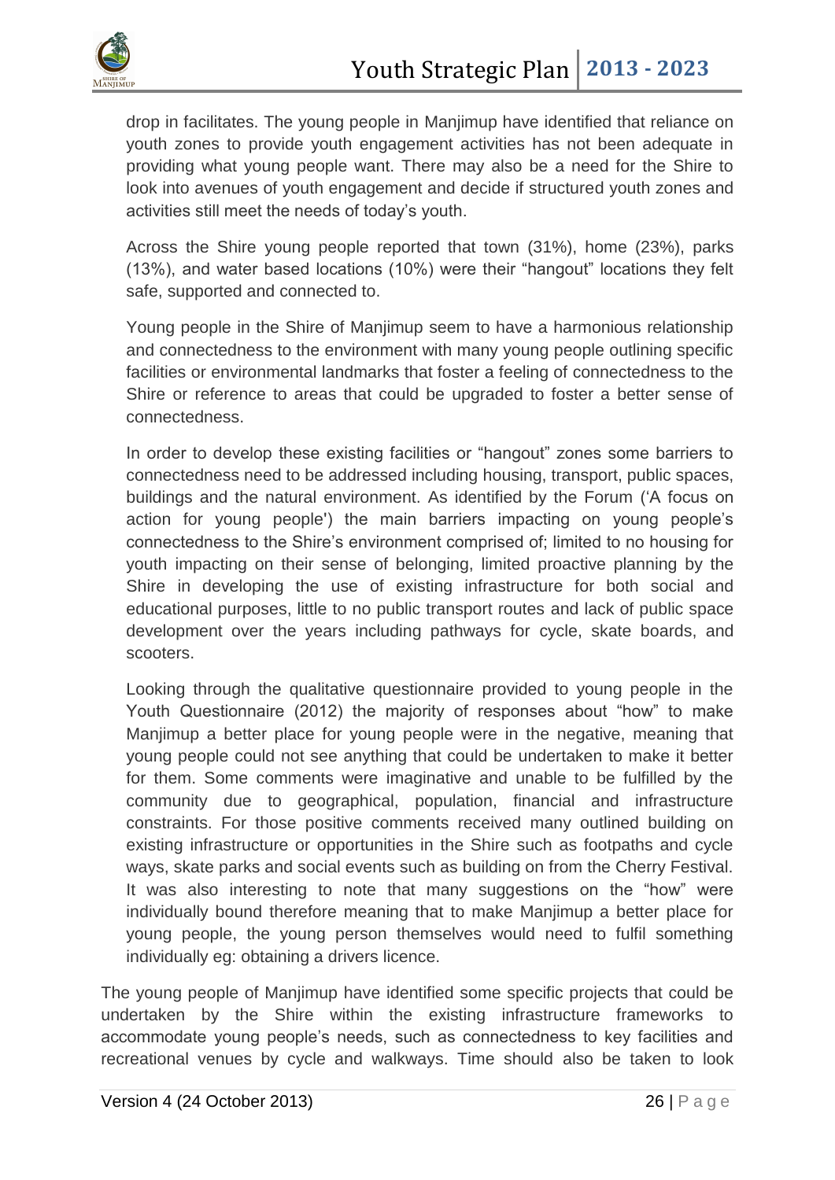drop in facilitates. The young people in Manjimup have identified that reliance on youth zones to provide youth engagement activities has not been adequate in providing what young people want. There may also be a need for the Shire to look into avenues of youth engagement and decide if structured youth zones and activities still meet the needs of today's youth.

Across the Shire young people reported that town (31%), home (23%), parks (13%), and water based locations (10%) were their "hangout" locations they felt safe, supported and connected to.

Young people in the Shire of Manjimup seem to have a harmonious relationship and connectedness to the environment with many young people outlining specific facilities or environmental landmarks that foster a feeling of connectedness to the Shire or reference to areas that could be upgraded to foster a better sense of connectedness.

In order to develop these existing facilities or "hangout" zones some barriers to connectedness need to be addressed including housing, transport, public spaces, buildings and the natural environment. As identified by the Forum ('A focus on action for young people') the main barriers impacting on young people's connectedness to the Shire's environment comprised of; limited to no housing for youth impacting on their sense of belonging, limited proactive planning by the Shire in developing the use of existing infrastructure for both social and educational purposes, little to no public transport routes and lack of public space development over the years including pathways for cycle, skate boards, and scooters.

Looking through the qualitative questionnaire provided to young people in the Youth Questionnaire (2012) the majority of responses about "how" to make Manjimup a better place for young people were in the negative, meaning that young people could not see anything that could be undertaken to make it better for them. Some comments were imaginative and unable to be fulfilled by the community due to geographical, population, financial and infrastructure constraints. For those positive comments received many outlined building on existing infrastructure or opportunities in the Shire such as footpaths and cycle ways, skate parks and social events such as building on from the Cherry Festival. It was also interesting to note that many suggestions on the "how" were individually bound therefore meaning that to make Manjimup a better place for young people, the young person themselves would need to fulfil something individually eg: obtaining a drivers licence.

The young people of Manjimup have identified some specific projects that could be undertaken by the Shire within the existing infrastructure frameworks to accommodate young people's needs, such as connectedness to key facilities and recreational venues by cycle and walkways. Time should also be taken to look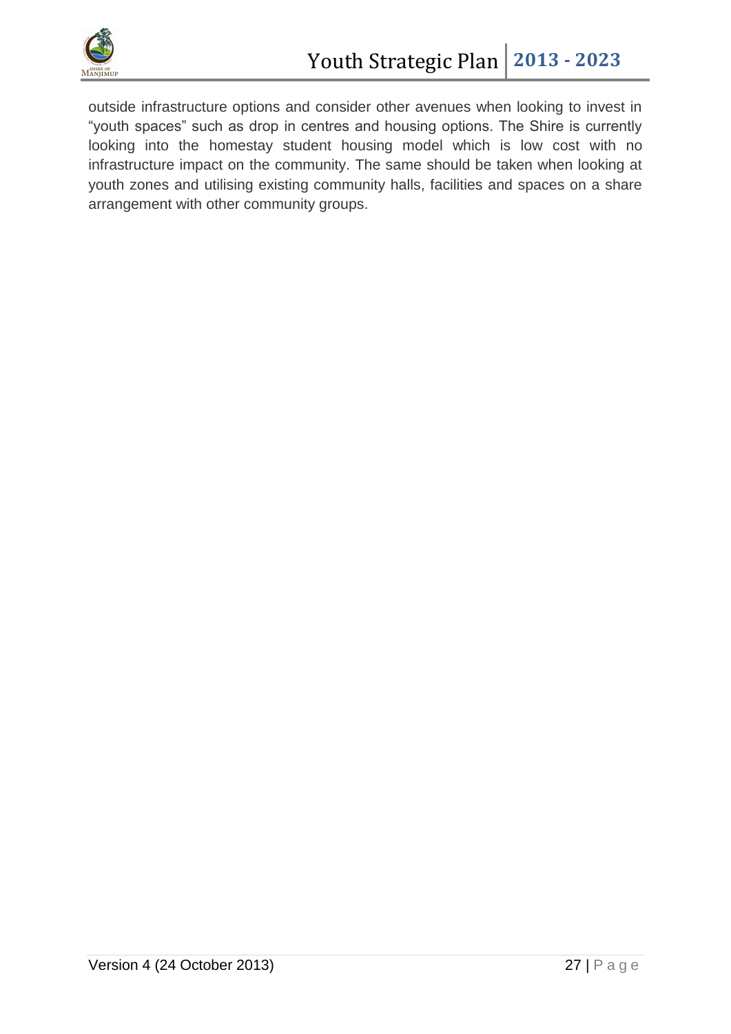outside infrastructure options and consider other avenues when looking to invest in "youth spaces" such as drop in centres and housing options. The Shire is currently looking into the homestay student housing model which is low cost with no infrastructure impact on the community. The same should be taken when looking at youth zones and utilising existing community halls, facilities and spaces on a share arrangement with other community groups.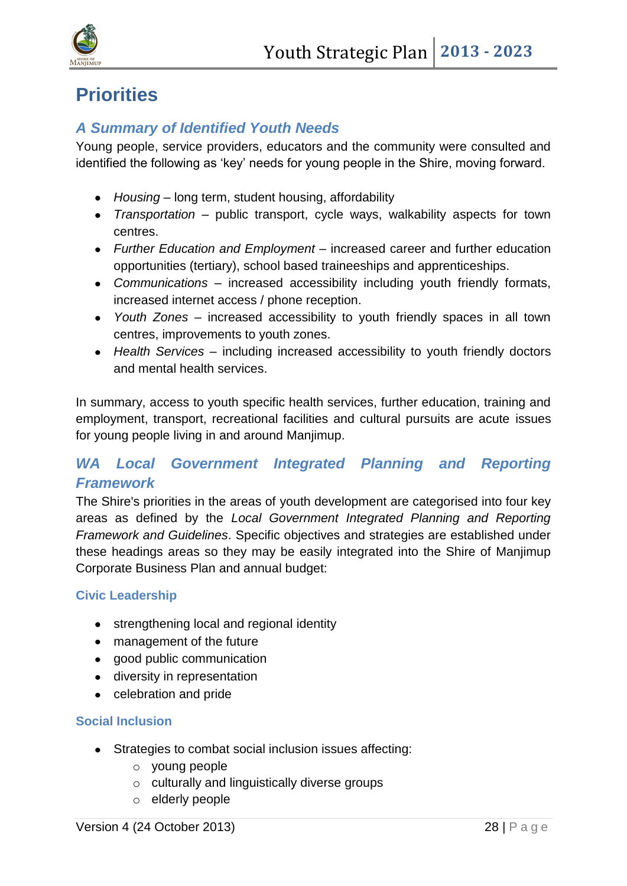# Priorities

## *A Summary of Identified Youth Needs*

Young people, service providers, educators and the community were consulted and identified the following as 'key' needs for young people in the Shire, moving forward.

- *Housing* – long term, student housing, affordability
- *Transportation* – public transport, cycle ways, walkability aspects for town centres.
- *Further Education and Employment* – increased career and further education opportunities (tertiary), school based traineeships and apprenticeships.
- *Communications* – increased accessibility including youth friendly formats, increased internet access / phone reception.
- *Youth Zones* – increased accessibility to youth friendly spaces in all town centres, improvements to youth zones.
- *Health Services* – including increased accessibility to youth friendly doctors and mental health services.

In summary, access to youth specific health services, further education, training and employment, transport, recreational facilities and cultural pursuits are acute issues for young people living in and around Manjimup.

## *WA Local Government Integrated Planning and Reporting Framework*

The Shire's priorities in the areas of youth development are categorised into four key areas as defined by the *Local Government Integrated Planning and Reporting Framework and Guidelines*. Specific objectives and strategies are established under these headings areas so they may be easily integrated into the Shire of Manjimup Corporate Business Plan and annual budget:

### Civic Leadership

- strengthening local and regional identity
- management of the future
- good public communication
- diversity in representation
- celebration and pride

### Social Inclusion

- Strategies to combat social inclusion issues affecting:
    - young people
    - culturally and linguistically diverse groups
    - elderly people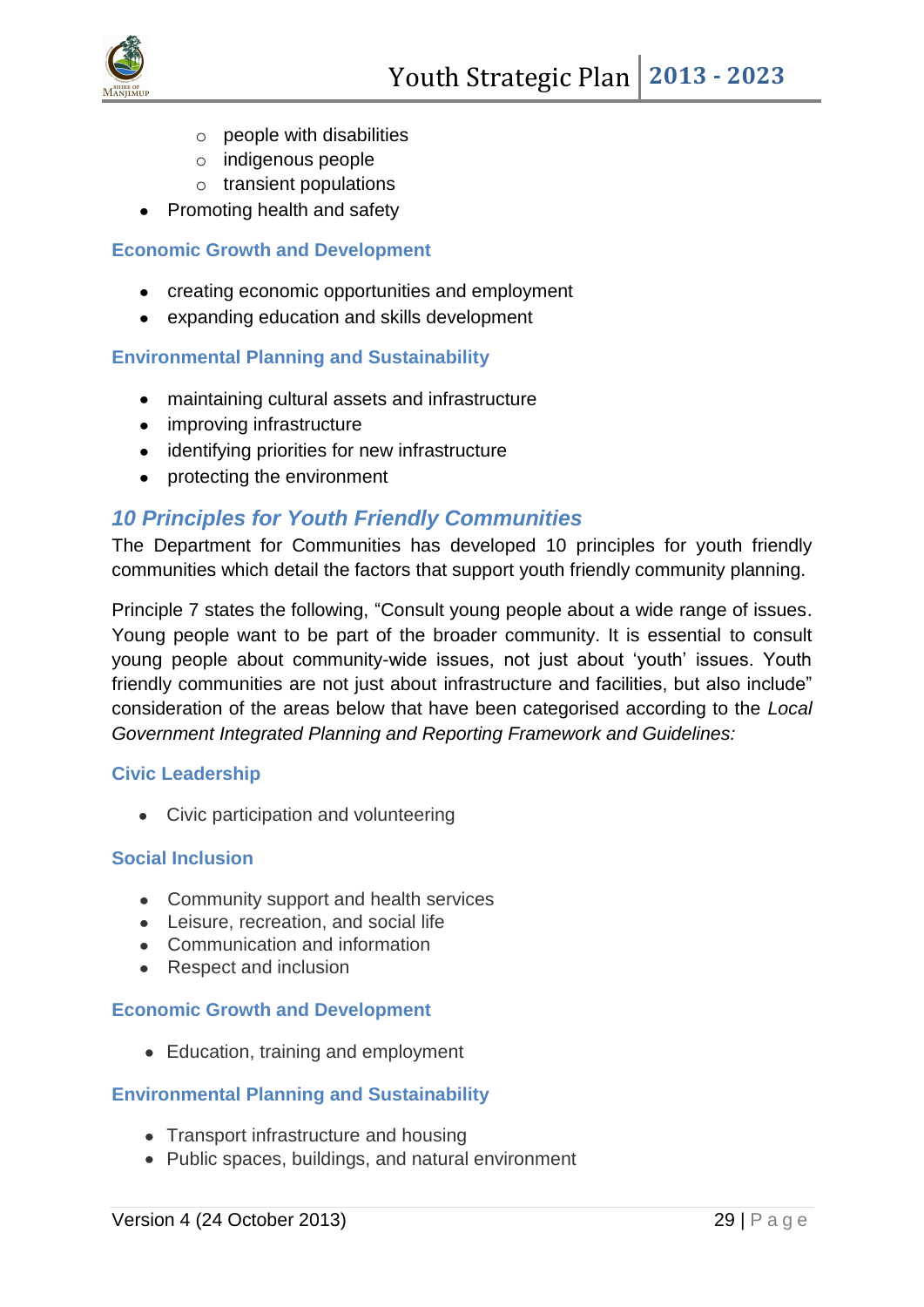- people with disabilities
    - indigenous people
    - transient populations
- Promoting health and safety

### Economic Growth and Development

- creating economic opportunities and employment
- expanding education and skills development

### Environmental Planning and Sustainability

- maintaining cultural assets and infrastructure
- improving infrastructure
- identifying priorities for new infrastructure
- protecting the environment

## *10 Principles for Youth Friendly Communities*

The Department for Communities has developed 10 principles for youth friendly communities which detail the factors that support youth friendly community planning.

Principle 7 states the following, "Consult young people about a wide range of issues. Young people want to be part of the broader community. It is essential to consult young people about community-wide issues, not just about 'youth' issues. Youth friendly communities are not just about infrastructure and facilities, but also include" consideration of the areas below that have been categorised according to the *Local Government Integrated Planning and Reporting Framework and Guidelines:*

### Civic Leadership

- Civic participation and volunteering

### Social Inclusion

- Community support and health services
- Leisure, recreation, and social life
- Communication and information
- Respect and inclusion

### Economic Growth and Development

- Education, training and employment

### Environmental Planning and Sustainability

- Transport infrastructure and housing
- Public spaces, buildings, and natural environment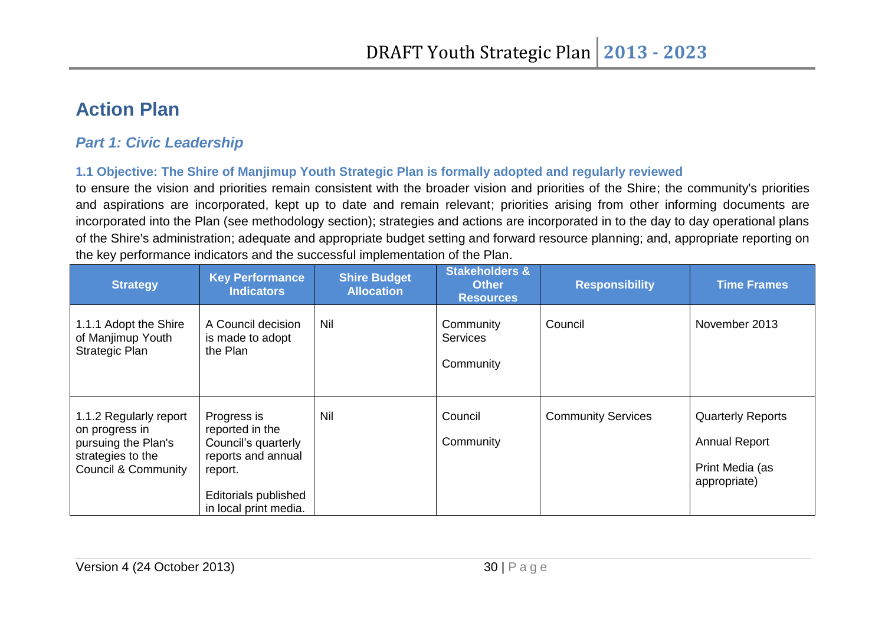# Action Plan

## *Part 1: Civic Leadership*

### 1.1 Objective: The Shire of Manjimup Youth Strategic Plan is formally adopted and regularly reviewed

to ensure the vision and priorities remain consistent with the broader vision and priorities of the Shire; the community's priorities and aspirations are incorporated, kept up to date and remain relevant; priorities arising from other informing documents are incorporated into the Plan (see methodology section); strategies and actions are incorporated in to the day to day operational plans of the Shire's administration; adequate and appropriate budget setting and forward resource planning; and, appropriate reporting on the key performance indicators and the successful implementation of the Plan.

| Strategy | Key Performance Indicators | Shire Budget Allocation | Stakeholders & Other Resources | Responsibility | Time Frames |
|---|---|---|---|---|---|
| 1.1.1 Adopt the Shire of Manjimup Youth Strategic Plan | A Council decision is made to adopt the Plan | Nil | Community Services<br><br>Community | Council | November 2013 |
| 1.1.2 Regularly report on progress in pursuing the Plan's strategies to the Council & Community | Progress is reported in the Council's quarterly reports and annual report.<br><br>Editorials published in local print media. | Nil | Council<br><br>Community | Community Services | Quarterly Reports<br><br>Annual Report<br><br>Print Media (as appropriate) |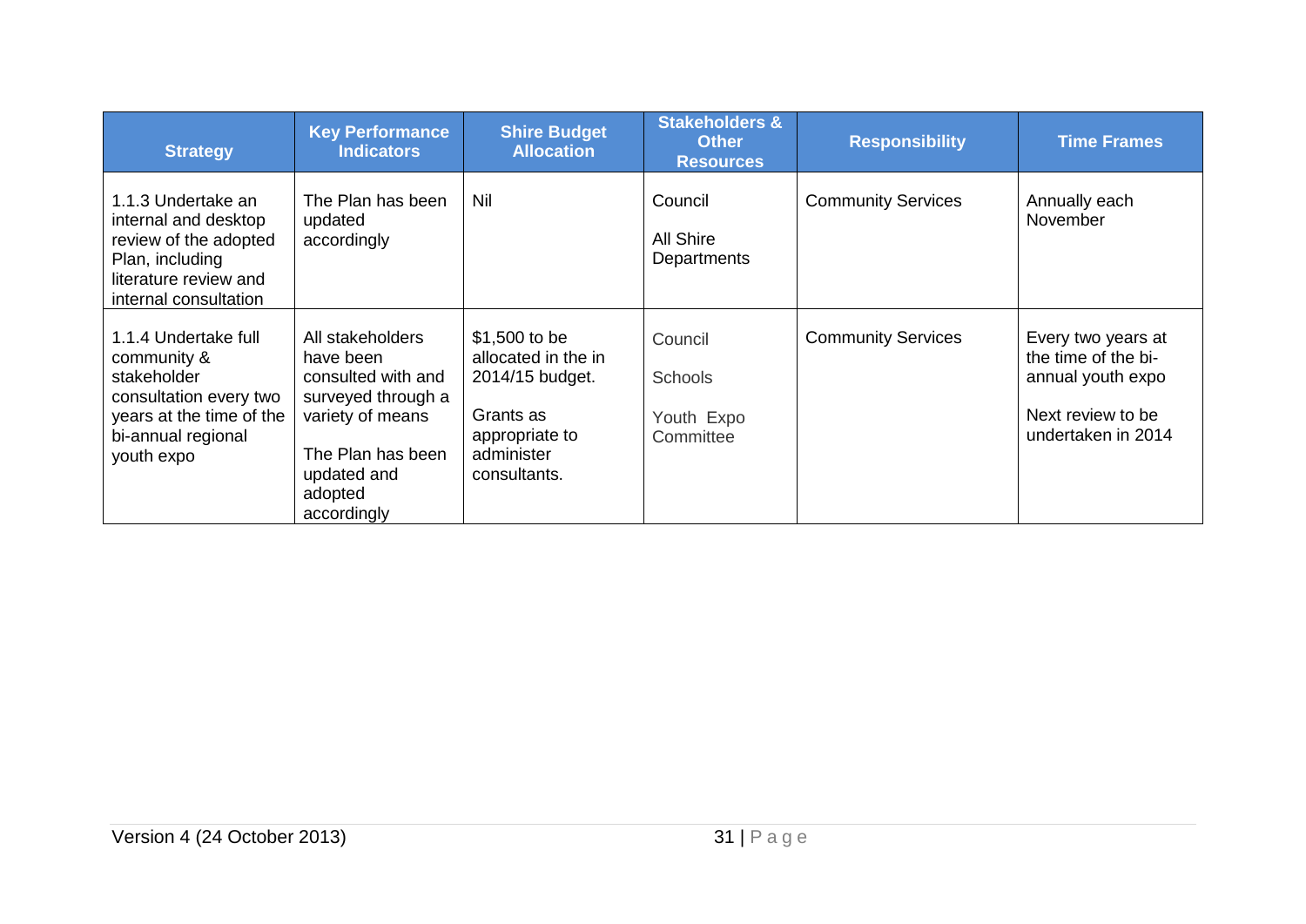| Strategy | Key Performance Indicators | Shire Budget Allocation | Stakeholders & Other Resources | Responsibility | Time Frames |
|---|---|---|---|---|---|
| 1.1.3 Undertake an internal and desktop review of the adopted Plan, including literature review and internal consultation | The Plan has been updated accordingly | Nil | Council<br><br>All Shire Departments | Community Services | Annually each November |
| 1.1.4 Undertake full community & stakeholder consultation every two years at the time of the bi-annual regional youth expo | All stakeholders have been consulted with and surveyed through a variety of means<br><br>The Plan has been updated and adopted accordingly | $1,500 to be allocated in the in 2014/15 budget.<br><br>Grants as appropriate to administer consultants. | Council<br><br>Schools<br><br>Youth Expo Committee | Community Services | Every two years at the time of the bi-annual youth expo<br><br>Next review to be undertaken in 2014 |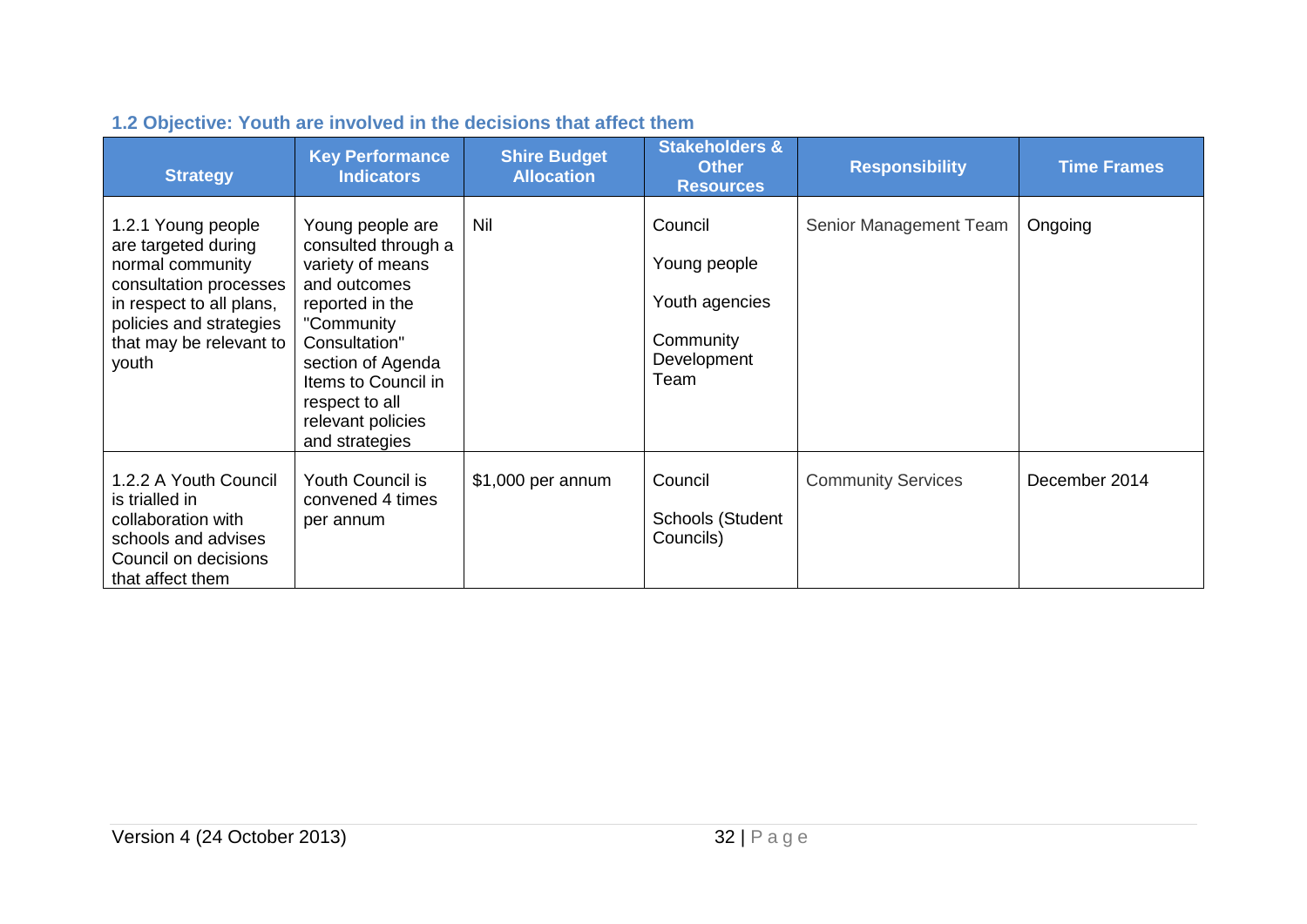### 1.2 Objective: Youth are involved in the decisions that affect them

| Strategy | Key Performance Indicators | Shire Budget Allocation | Stakeholders & Other Resources | Responsibility | Time Frames |
|---|---|---|---|---|---|
| 1.2.1 Young people are targeted during normal community consultation processes in respect to all plans, policies and strategies that may be relevant to youth | Young people are consulted through a variety of means and outcomes reported in the "Community Consultation" section of Agenda Items to Council in respect to all relevant policies and strategies | Nil | Council<br><br>Young people<br><br>Youth agencies<br><br>Community Development Team | Senior Management Team | Ongoing |
| 1.2.2 A Youth Council is trialled in collaboration with schools and advises Council on decisions that affect them | Youth Council is convened 4 times per annum | $1,000 per annum | Council<br><br>Schools (Student Councils) | Community Services | December 2014 |

Version 4 (24 October 2013)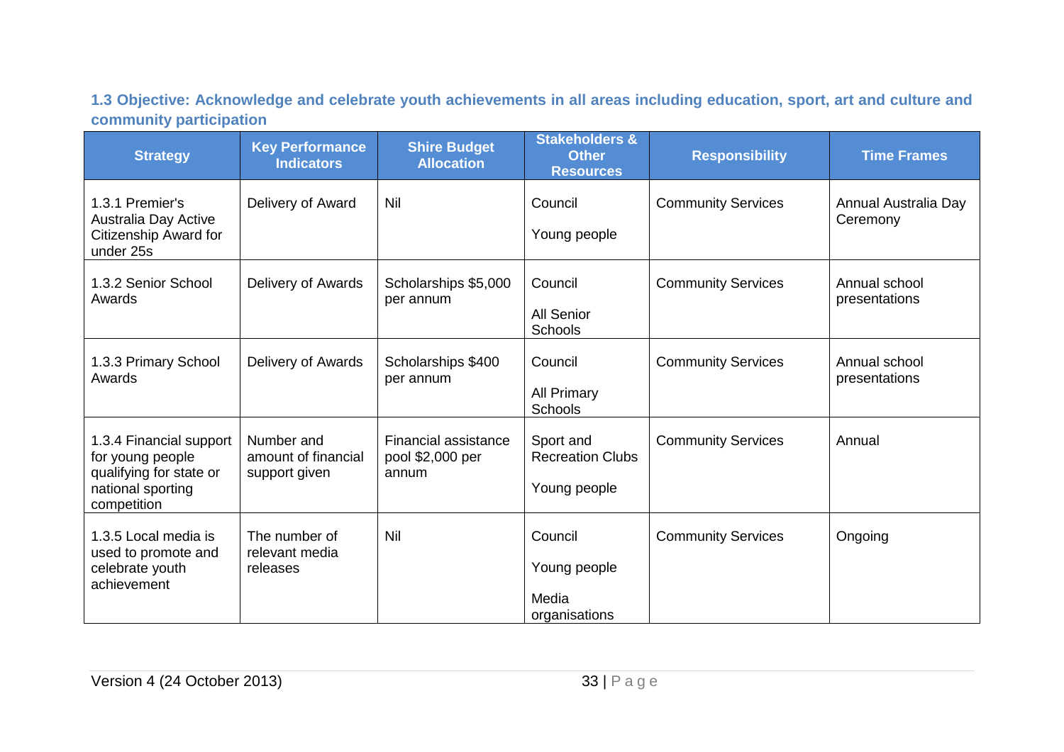### 1.3 Objective: Acknowledge and celebrate youth achievements in all areas including education, sport, art and culture and community participation

| Strategy | Key Performance Indicators | Shire Budget Allocation | Stakeholders & Other Resources | Responsibility | Time Frames |
|---|---|---|---|---|---|
| 1.3.1 Premier's Australia Day Active Citizenship Award for under 25s | Delivery of Award | Nil | Council<br><br>Young people | Community Services | Annual Australia Day Ceremony |
| 1.3.2 Senior School Awards | Delivery of Awards | Scholarships $5,000 per annum | Council<br><br>All Senior Schools | Community Services | Annual school presentations |
| 1.3.3 Primary School Awards | Delivery of Awards | Scholarships $400 per annum | Council<br><br>All Primary Schools | Community Services | Annual school presentations |
| 1.3.4 Financial support for young people qualifying for state or national sporting competition | Number and amount of financial support given | Financial assistance pool $2,000 per annum | Sport and Recreation Clubs<br><br>Young people | Community Services | Annual |
| 1.3.5 Local media is used to promote and celebrate youth achievement | The number of relevant media releases | Nil | Council<br><br>Young people<br><br>Media organisations | Community Services | Ongoing |

Version 4 (24 October 2013)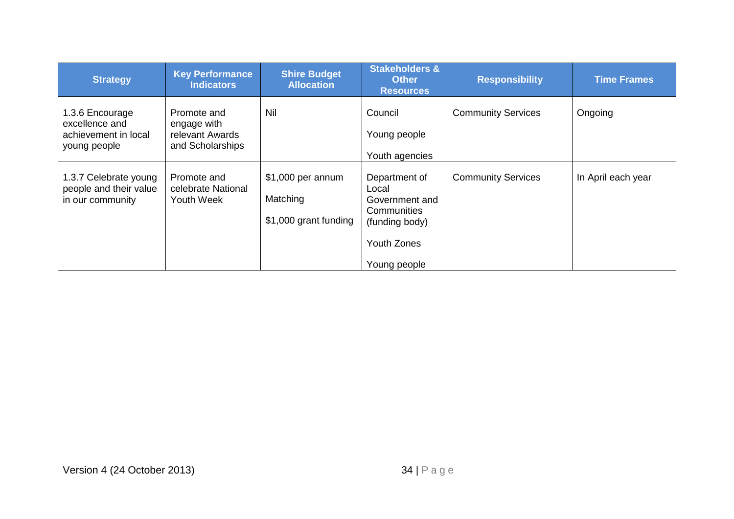| Strategy | Key Performance Indicators | Shire Budget Allocation | Stakeholders & Other Resources | Responsibility | Time Frames |
|---|---|---|---|---|---|
| 1.3.6 Encourage excellence and achievement in local young people | Promote and engage with relevant Awards and Scholarships | Nil | Council<br><br>Young people<br><br>Youth agencies | Community Services | Ongoing |
| 1.3.7 Celebrate young people and their value in our community | Promote and celebrate National Youth Week | $1,000 per annum<br><br>Matching<br><br>$1,000 grant funding | Department of Local Government and Communities (funding body)<br><br>Youth Zones<br><br>Young people | Community Services | In April each year |

Version 4 (24 October 2013)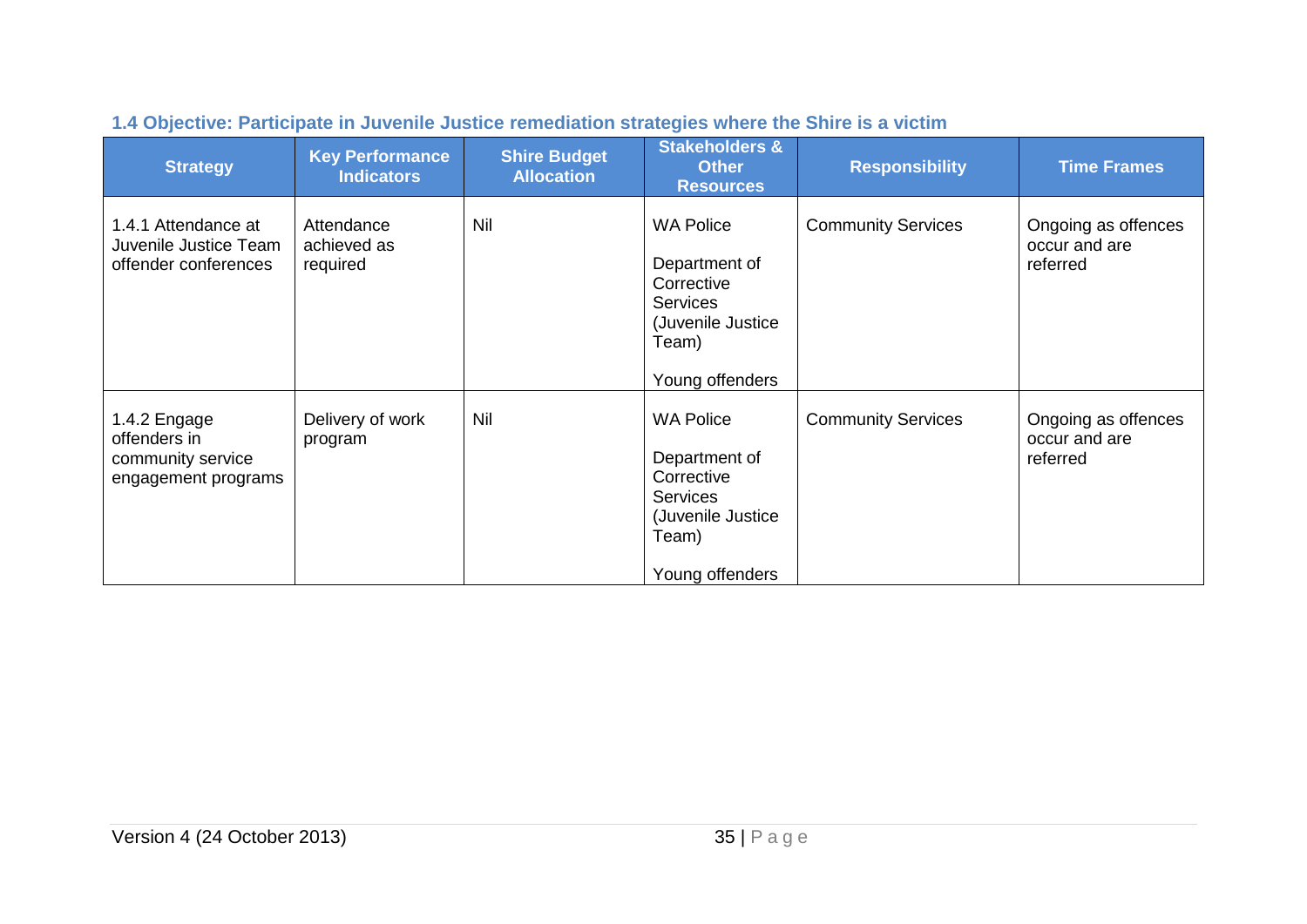### 1.4 Objective: Participate in Juvenile Justice remediation strategies where the Shire is a victim

| Strategy | Key Performance Indicators | Shire Budget Allocation | Stakeholders & Other Resources | Responsibility | Time Frames |
|---|---|---|---|---|---|
| 1.4.1 Attendance at Juvenile Justice Team offender conferences | Attendance achieved as required | Nil | WA Police<br><br>Department of Corrective Services (Juvenile Justice Team)<br><br>Young offenders | Community Services | Ongoing as offences occur and are referred |
| 1.4.2 Engage offenders in community service engagement programs | Delivery of work program | Nil | WA Police<br><br>Department of Corrective Services (Juvenile Justice Team)<br><br>Young offenders | Community Services | Ongoing as offences occur and are referred |

Version 4 (24 October 2013)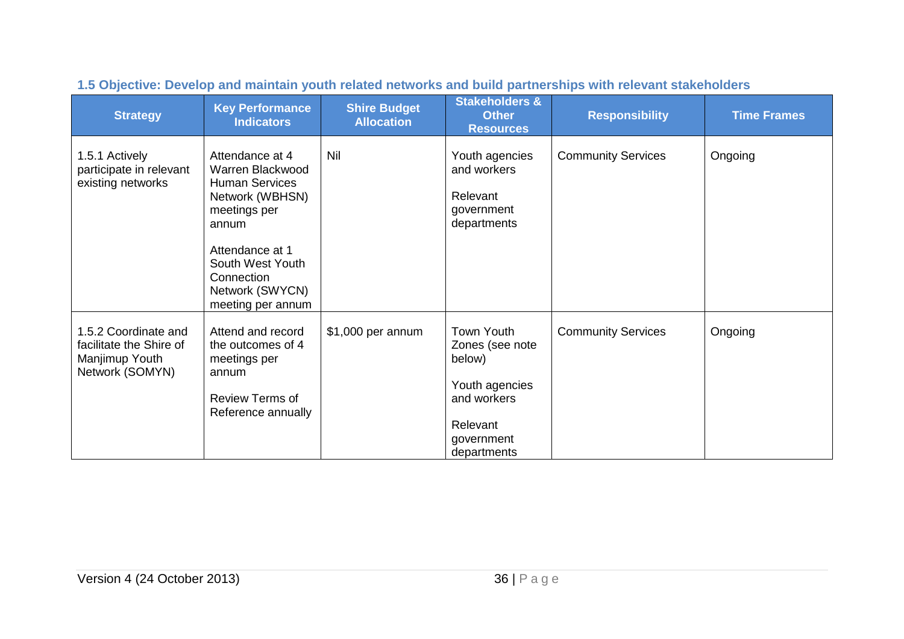### 1.5 Objective: Develop and maintain youth related networks and build partnerships with relevant stakeholders

| Strategy | Key Performance Indicators | Shire Budget Allocation | Stakeholders & Other Resources | Responsibility | Time Frames |
|---|---|---|---|---|---|
| 1.5.1 Actively participate in relevant existing networks | Attendance at 4 Warren Blackwood Human Services Network (WBHSN) meetings per annum<br><br>Attendance at 1 South West Youth Connection Network (SWYCN) meeting per annum | Nil | Youth agencies and workers<br><br>Relevant government departments | Community Services | Ongoing |
| 1.5.2 Coordinate and facilitate the Shire of Manjimup Youth Network (SOMYN) | Attend and record the outcomes of 4 meetings per annum<br><br>Review Terms of Reference annually | $1,000 per annum | Town Youth Zones (see note below)<br><br>Youth agencies and workers<br><br>Relevant government departments | Community Services | Ongoing |

Version 4 (24 October 2013)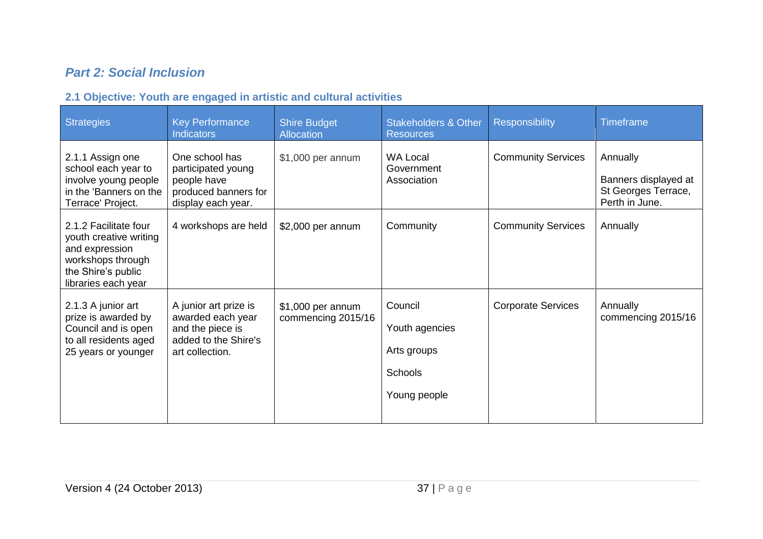## *Part 2: Social Inclusion*

### 2.1 Objective: Youth are engaged in artistic and cultural activities

| Strategies | Key Performance Indicators | Shire Budget Allocation | Stakeholders & Other Resources | Responsibility | Timeframe |
|---|---|---|---|---|---|
| 2.1.1 Assign one school each year to involve young people in the 'Banners on the Terrace' Project. | One school has participated young people have produced banners for display each year. | $1,000 per annum | WA Local Government Association | Community Services | Annually<br><br>Banners displayed at St Georges Terrace, Perth in June. |
| 2.1.2 Facilitate four youth creative writing and expression workshops through the Shire's public libraries each year | 4 workshops are held | $2,000 per annum | Community | Community Services | Annually |
| 2.1.3 A junior art prize is awarded by Council and is open to all residents aged 25 years or younger | A junior art prize is awarded each year and the piece is added to the Shire's art collection. | $1,000 per annum commencing 2015/16 | Council<br><br>Youth agencies<br><br>Arts groups<br><br>Schools<br><br>Young people | Corporate Services | Annually commencing 2015/16 |

Version 4 (24 October 2013)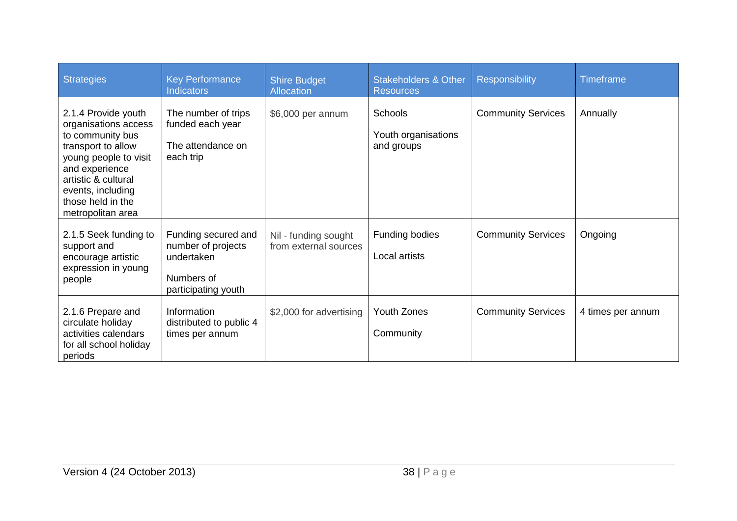| Strategies | Key Performance Indicators | Shire Budget Allocation | Stakeholders & Other Resources | Responsibility | Timeframe |
|---|---|---|---|---|---|
| 2.1.4 Provide youth organisations access to community bus transport to allow young people to visit and experience artistic & cultural events, including those held in the metropolitan area | The number of trips funded each year<br><br>The attendance on each trip | $6,000 per annum | Schools<br><br>Youth organisations and groups | Community Services | Annually |
| 2.1.5 Seek funding to support and encourage artistic expression in young people | Funding secured and number of projects undertaken<br><br>Numbers of participating youth | Nil - funding sought from external sources | Funding bodies<br><br>Local artists | Community Services | Ongoing |
| 2.1.6 Prepare and circulate holiday activities calendars for all school holiday periods | Information distributed to public 4 times per annum | $2,000 for advertising | Youth Zones<br><br>Community | Community Services | 4 times per annum |

Version 4 (24 October 2013)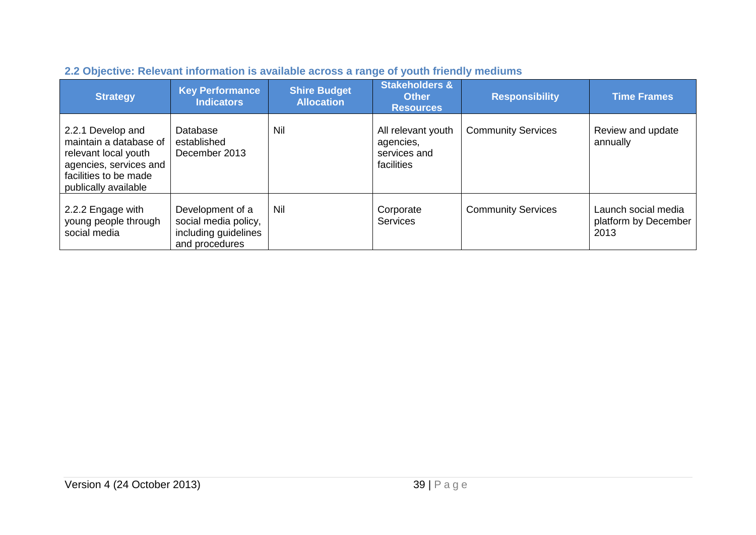### 2.2 Objective: Relevant information is available across a range of youth friendly mediums

| Strategy | Key Performance Indicators | Shire Budget Allocation | Stakeholders & Other Resources | Responsibility | Time Frames |
|---|---|---|---|---|---|
| 2.2.1 Develop and maintain a database of relevant local youth agencies, services and facilities to be made publically available | Database established December 2013 | Nil | All relevant youth agencies, services and facilities | Community Services | Review and update annually |
| 2.2.2 Engage with young people through social media | Development of a social media policy, including guidelines and procedures | Nil | Corporate Services | Community Services | Launch social media platform by December 2013 |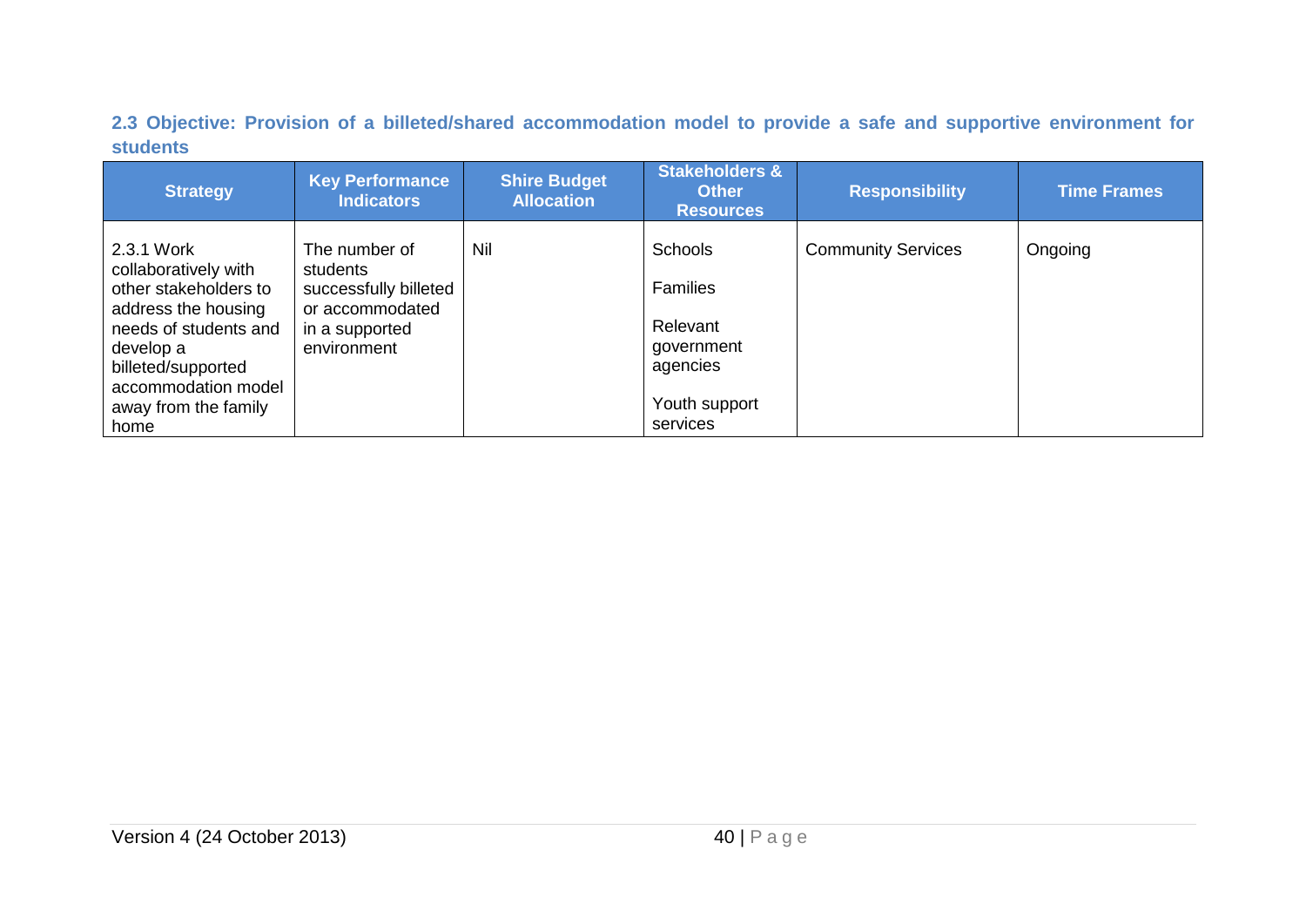### 2.3 Objective: Provision of a billeted/shared accommodation model to provide a safe and supportive environment for students

| Strategy | Key Performance Indicators | Shire Budget Allocation | Stakeholders & Other Resources | Responsibility | Time Frames |
|---|---|---|---|---|---|
| 2.3.1 Work collaboratively with other stakeholders to address the housing needs of students and develop a billeted/supported accommodation model away from the family home | The number of students successfully billeted or accommodated in a supported environment | Nil | Schools<br><br>Families<br><br>Relevant government agencies<br><br>Youth support services | Community Services | Ongoing |

Version 4 (24 October 2013)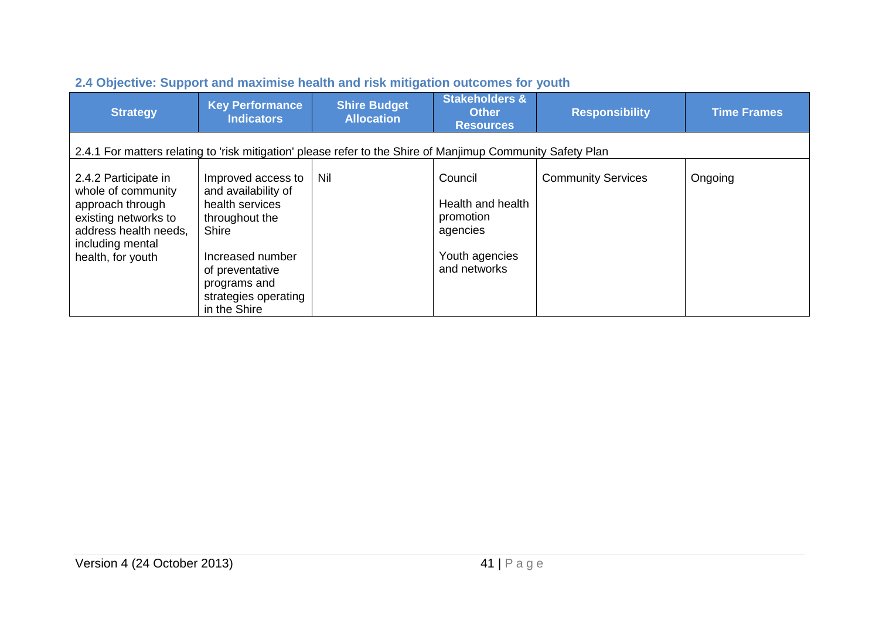## 2.4 Objective: Support and maximise health and risk mitigation outcomes for youth

| Strategy | Key Performance Indicators | Shire Budget Allocation | Stakeholders & Other Resources | Responsibility | Time Frames |
|---|---|---|---|---|---|
| 2.4.1 For matters relating to 'risk mitigation' please refer to the Shire of Manjimup Community Safety Plan | | | | | |
| 2.4.2 Participate in whole of community approach through existing networks to address health needs, including mental health, for youth | Improved access to and availability of health services throughout the Shire<br><br>Increased number of preventative programs and strategies operating in the Shire | Nil | Council<br><br>Health and health promotion agencies<br><br>Youth agencies and networks | Community Services | Ongoing |

Version 4 (24 October 2013)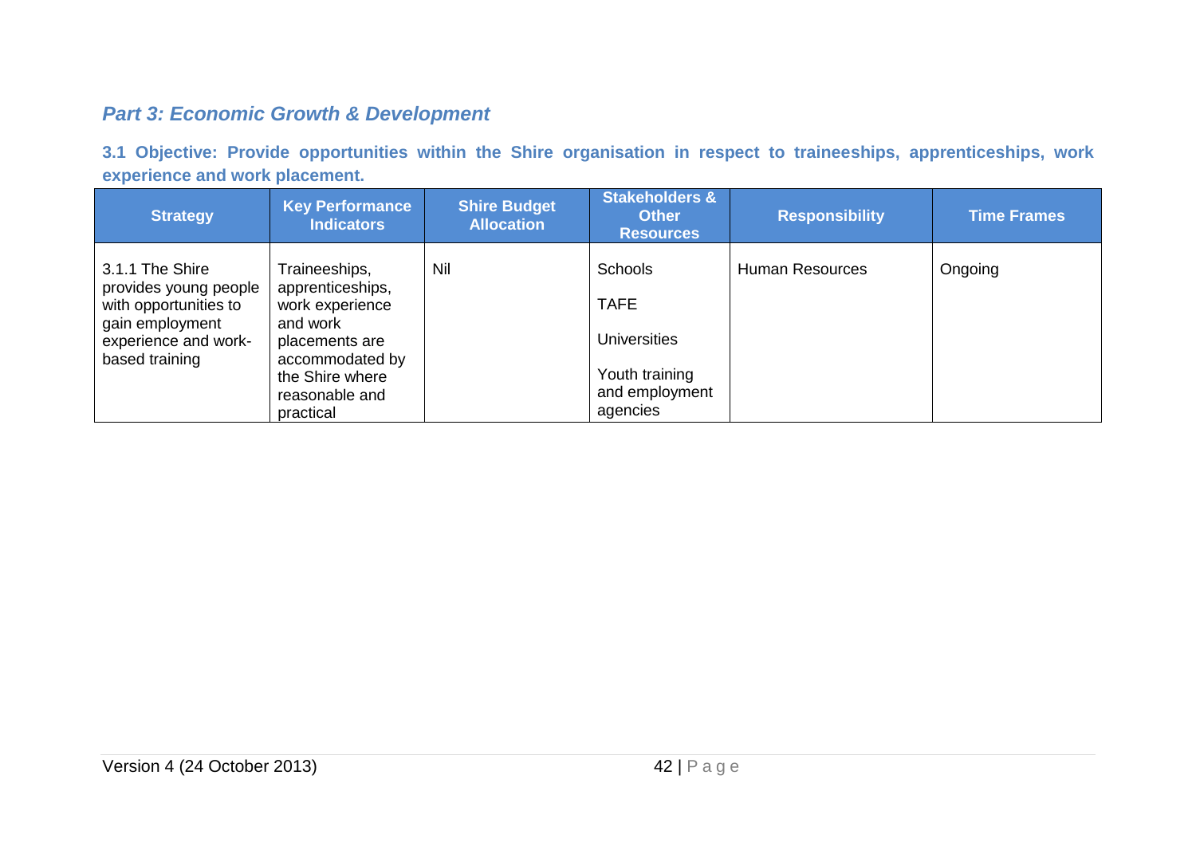## *Part 3: Economic Growth & Development*

**3.1 Objective: Provide opportunities within the Shire organisation in respect to traineeships, apprenticeships, work experience and work placement.**

| Strategy | Key Performance Indicators | Shire Budget Allocation | Stakeholders & Other Resources | Responsibility | Time Frames |
|---|---|---|---|---|---|
| 3.1.1 The Shire provides young people with opportunities to gain employment experience and work-based training | Traineeships, apprenticeships, work experience and work placements are accommodated by the Shire where reasonable and practical | Nil | Schools<br><br>TAFE<br><br>Universities<br><br>Youth training and employment agencies | Human Resources | Ongoing |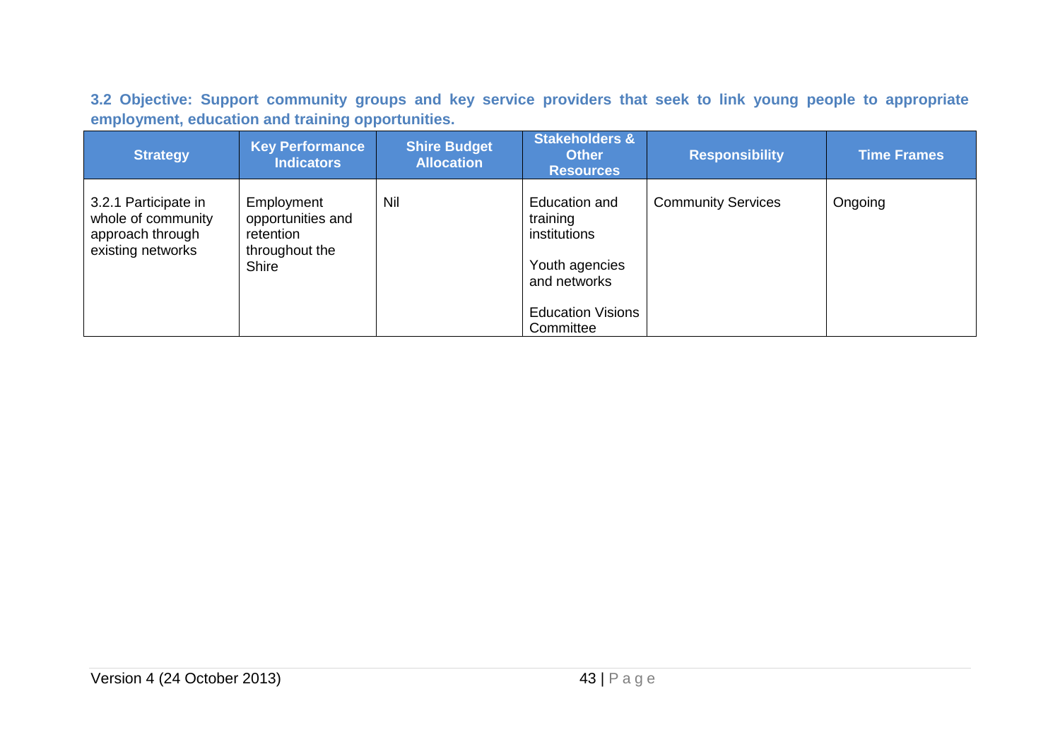### 3.2 Objective: Support community groups and key service providers that seek to link young people to appropriate employment, education and training opportunities.

| Strategy | Key Performance Indicators | Shire Budget Allocation | Stakeholders & Other Resources | Responsibility | Time Frames |
|---|---|---|---|---|---|
| 3.2.1 Participate in whole of community approach through existing networks | Employment opportunities and retention throughout the Shire | Nil | Education and training institutions<br><br>Youth agencies and networks<br><br>Education Visions Committee | Community Services | Ongoing |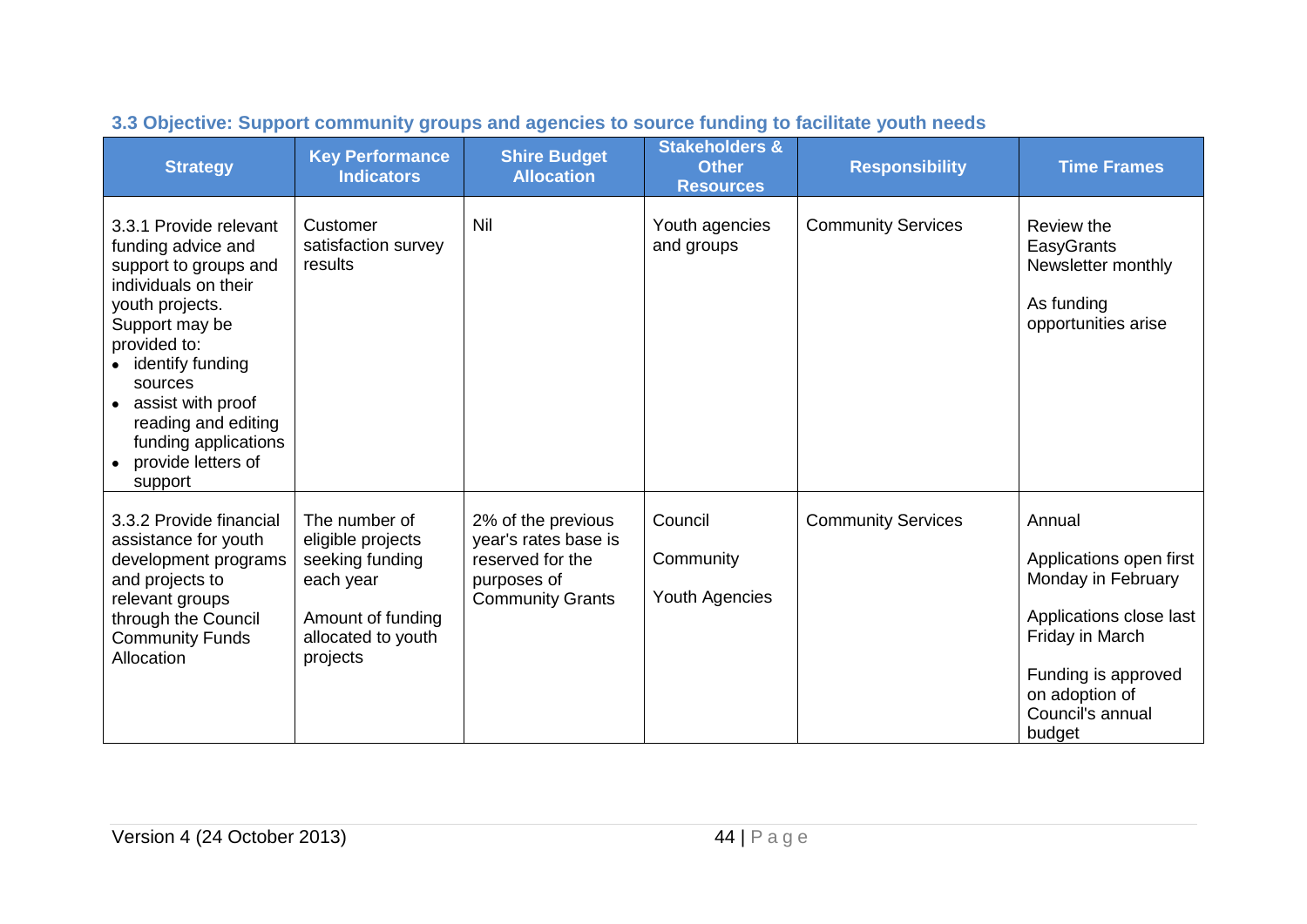### 3.3 Objective: Support community groups and agencies to source funding to facilitate youth needs

| Strategy | Key Performance Indicators | Shire Budget Allocation | Stakeholders & Other Resources | Responsibility | Time Frames |
|---|---|---|---|---|---|
| 3.3.1 Provide relevant funding advice and support to groups and individuals on their youth projects. Support may be provided to:<br>• identify funding sources<br>• assist with proof reading and editing funding applications<br>• provide letters of support | Customer satisfaction survey results | Nil | Youth agencies and groups | Community Services | Review the EasyGrants Newsletter monthly<br><br>As funding opportunities arise |
| 3.3.2 Provide financial assistance for youth development programs and projects to relevant groups through the Council Community Funds Allocation | The number of eligible projects seeking funding each year<br><br>Amount of funding allocated to youth projects | 2% of the previous year's rates base is reserved for the purposes of Community Grants | Council<br><br>Community<br><br>Youth Agencies | Community Services | Annual<br><br>Applications open first Monday in February<br><br>Applications close last Friday in March<br><br>Funding is approved on adoption of Council's annual budget |

Version 4 (24 October 2013)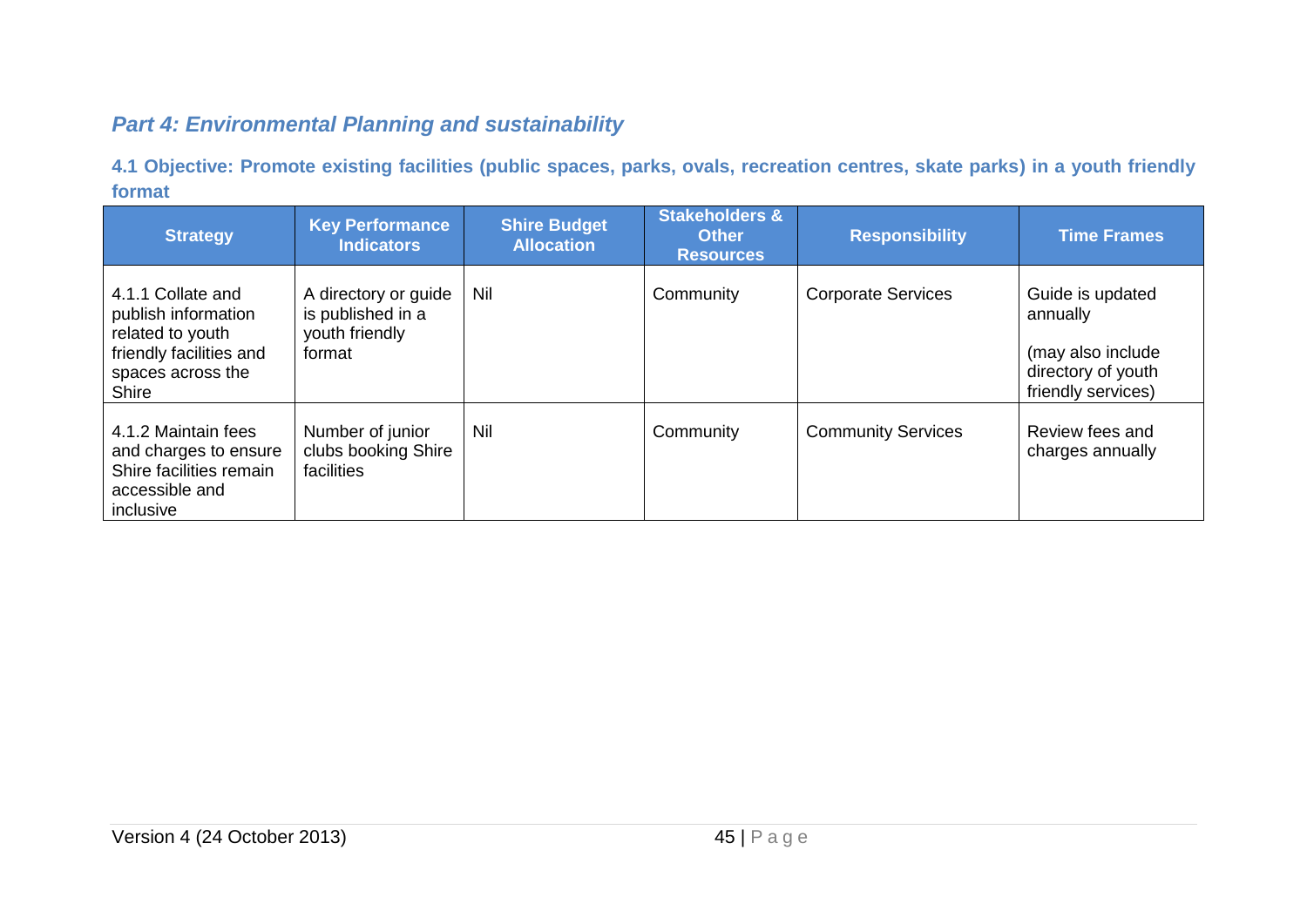## *Part 4: Environmental Planning and sustainability*

### 4.1 Objective: Promote existing facilities (public spaces, parks, ovals, recreation centres, skate parks) in a youth friendly format

| Strategy | Key Performance Indicators | Shire Budget Allocation | Stakeholders & Other Resources | Responsibility | Time Frames |
|---|---|---|---|---|---|
| 4.1.1 Collate and publish information related to youth friendly facilities and spaces across the Shire | A directory or guide is published in a youth friendly format | Nil | Community | Corporate Services | Guide is updated annually<br><br>(may also include directory of youth friendly services) |
| 4.1.2 Maintain fees and charges to ensure Shire facilities remain accessible and inclusive | Number of junior clubs booking Shire facilities | Nil | Community | Community Services | Review fees and charges annually |

Version 4 (24 October 2013)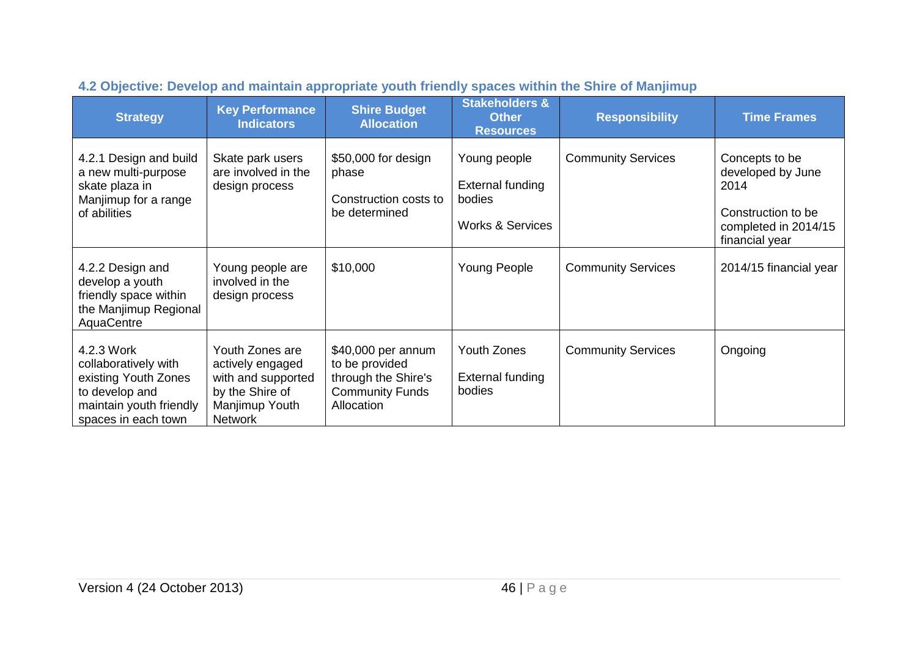### 4.2 Objective: Develop and maintain appropriate youth friendly spaces within the Shire of Manjimup

| Strategy | Key Performance Indicators | Shire Budget Allocation | Stakeholders & Other Resources | Responsibility | Time Frames |
|---|---|---|---|---|---|
| 4.2.1 Design and build a new multi-purpose skate plaza in Manjimup for a range of abilities | Skate park users are involved in the design process | $50,000 for design phase<br><br>Construction costs to be determined | Young people<br><br>External funding bodies<br><br>Works & Services | Community Services | Concepts to be developed by June 2014<br><br>Construction to be completed in 2014/15 financial year |
| 4.2.2 Design and develop a youth friendly space within the Manjimup Regional AquaCentre | Young people are involved in the design process | $10,000 | Young People | Community Services | 2014/15 financial year |
| 4.2.3 Work collaboratively with existing Youth Zones to develop and maintain youth friendly spaces in each town | Youth Zones are actively engaged with and supported by the Shire of Manjimup Youth Network | $40,000 per annum to be provided through the Shire's Community Funds Allocation | Youth Zones<br><br>External funding bodies | Community Services | Ongoing |

Version 4 (24 October 2013)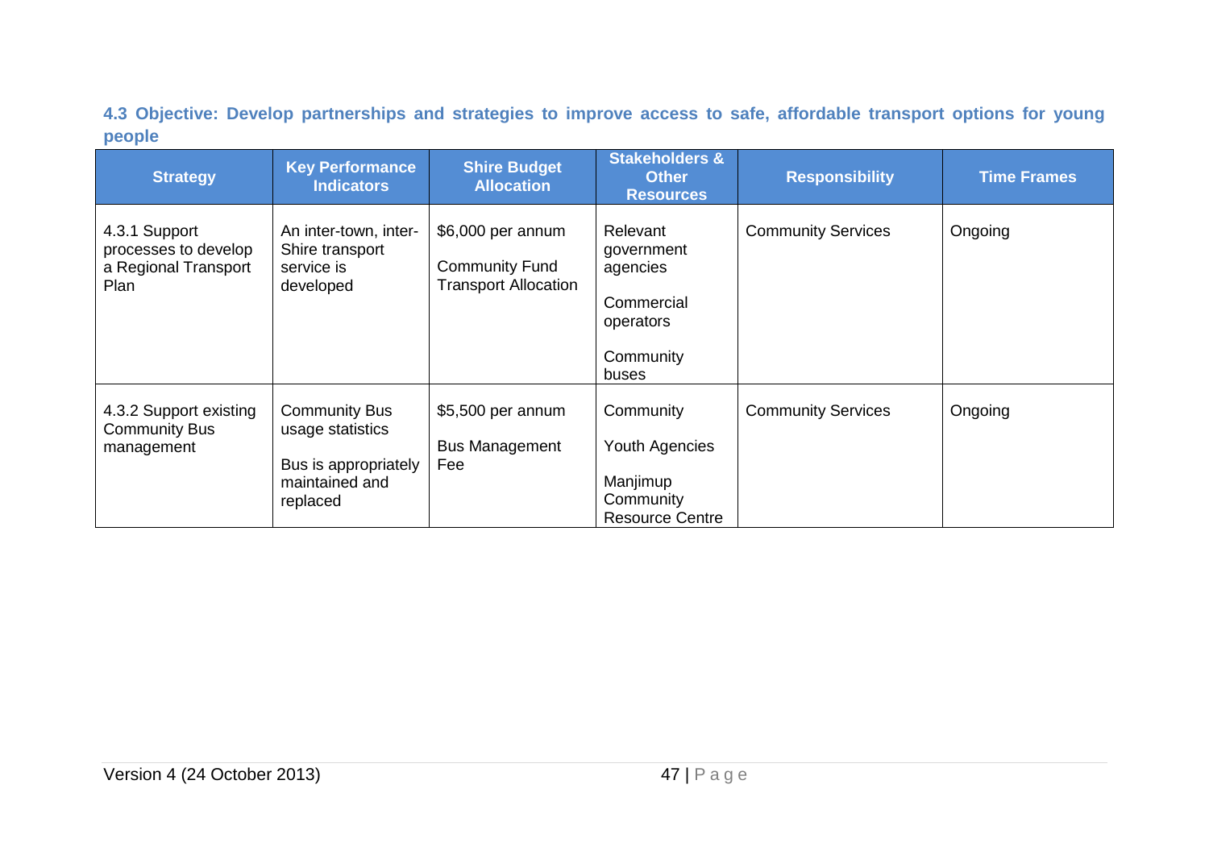### 4.3 Objective: Develop partnerships and strategies to improve access to safe, affordable transport options for young people

| Strategy | Key Performance Indicators | Shire Budget Allocation | Stakeholders & Other Resources | Responsibility | Time Frames |
|---|---|---|---|---|---|
| 4.3.1 Support processes to develop a Regional Transport Plan | An inter-town, inter-Shire transport service is developed | $6,000 per annum<br>Community Fund Transport Allocation | Relevant government agencies<br>Commercial operators<br>Community buses | Community Services | Ongoing |
| 4.3.2 Support existing Community Bus management | Community Bus usage statistics<br>Bus is appropriately maintained and replaced | $5,500 per annum<br>Bus Management Fee | Community<br>Youth Agencies<br>Manjimup Community Resource Centre | Community Services | Ongoing |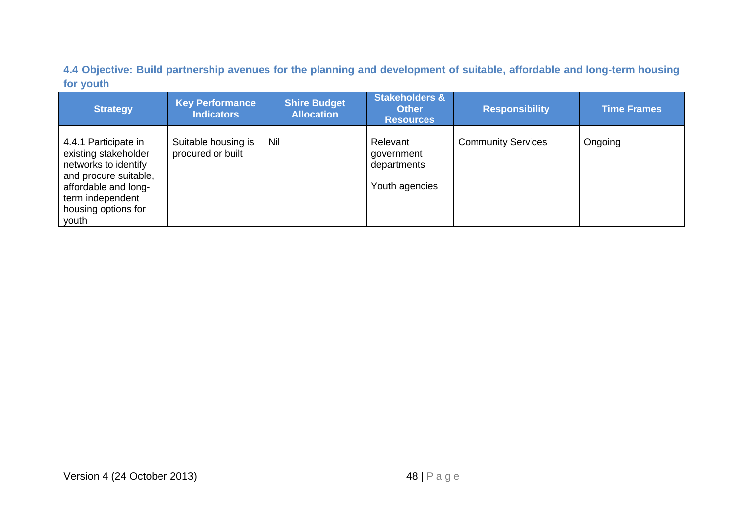### 4.4 Objective: Build partnership avenues for the planning and development of suitable, affordable and long-term housing for youth

| Strategy | Key Performance Indicators | Shire Budget Allocation | Stakeholders & Other Resources | Responsibility | Time Frames |
|---|---|---|---|---|---|
| 4.4.1 Participate in existing stakeholder networks to identify and procure suitable, affordable and long-term independent housing options for youth | Suitable housing is procured or built | Nil | Relevant government departments<br><br>Youth agencies | Community Services | Ongoing |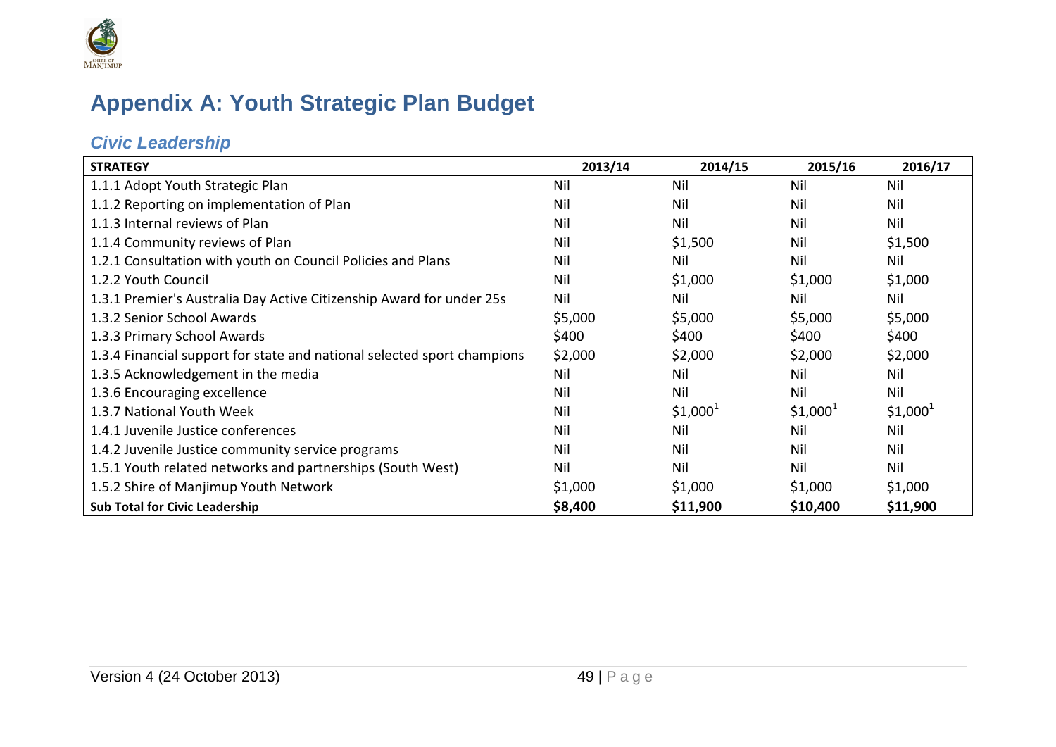# Appendix A: Youth Strategic Plan Budget

## *Civic Leadership*

| STRATEGY | 2013/14 | 2014/15 | 2015/16 | 2016/17 |
|---|---|---|---|---|
| 1.1.1 Adopt Youth Strategic Plan | Nil | Nil | Nil | Nil |
| 1.1.2 Reporting on implementation of Plan | Nil | Nil | Nil | Nil |
| 1.1.3 Internal reviews of Plan | Nil | Nil | Nil | Nil |
| 1.1.4 Community reviews of Plan | Nil | $1,500 | Nil | $1,500 |
| 1.2.1 Consultation with youth on Council Policies and Plans | Nil | Nil | Nil | Nil |
| 1.2.2 Youth Council | Nil | $1,000 | $1,000 | $1,000 |
| 1.3.1 Premier's Australia Day Active Citizenship Award for under 25s | Nil | Nil | Nil | Nil |
| 1.3.2 Senior School Awards | $5,000 | $5,000 | $5,000 | $5,000 |
| 1.3.3 Primary School Awards | $400 | $400 | $400 | $400 |
| 1.3.4 Financial support for state and national selected sport champions | $2,000 | $2,000 | $2,000 | $2,000 |
| 1.3.5 Acknowledgement in the media | Nil | Nil | Nil | Nil |
| 1.3.6 Encouraging excellence | Nil | Nil | Nil | Nil |
| 1.3.7 National Youth Week | Nil | $1,000[1] | $1,000[1] | $1,000[1] |
| 1.4.1 Juvenile Justice conferences | Nil | Nil | Nil | Nil |
| 1.4.2 Juvenile Justice community service programs | Nil | Nil | Nil | Nil |
| 1.5.1 Youth related networks and partnerships (South West) | Nil | Nil | Nil | Nil |
| 1.5.2 Shire of Manjimup Youth Network | $1,000 | $1,000 | $1,000 | $1,000 |
| **Sub Total for Civic Leadership** | **$8,400** | **$11,900** | **$10,400** | **$11,900** |

Version 4 (24 October 2013)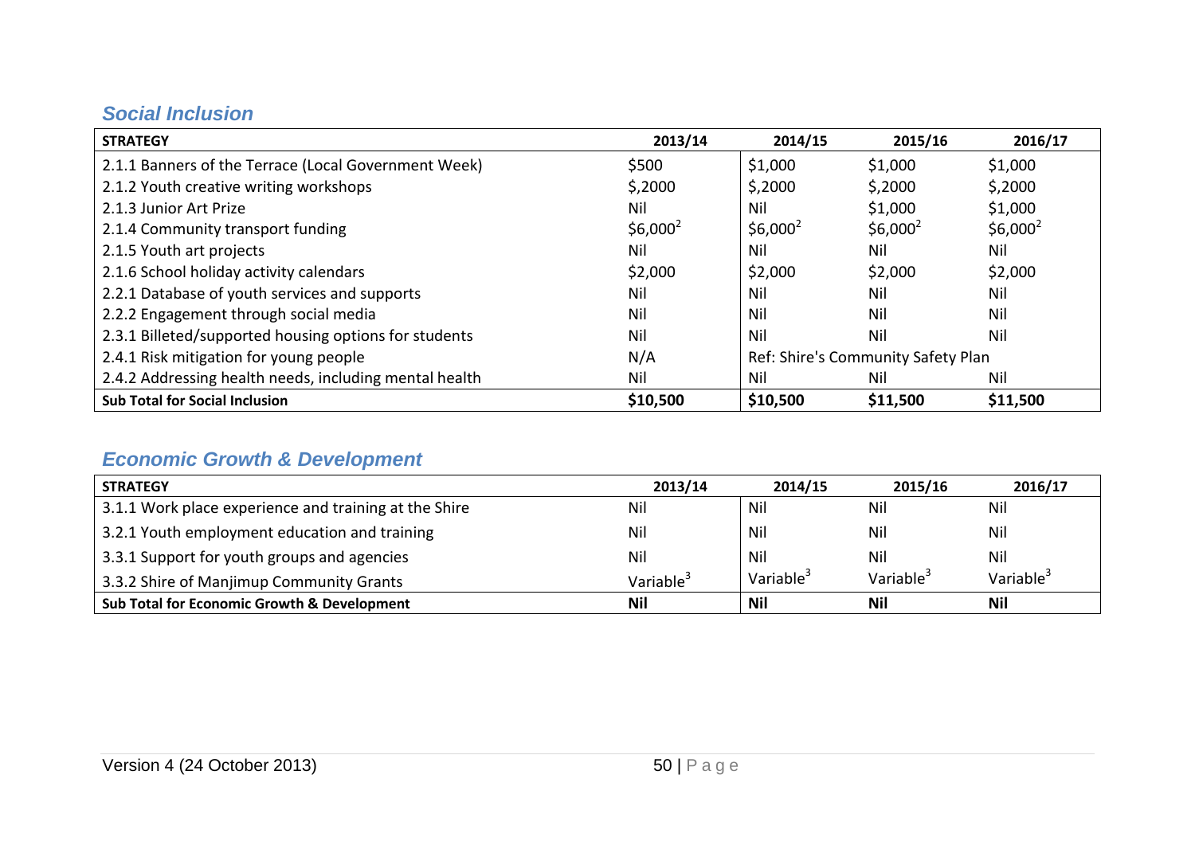### *Social Inclusion*

| STRATEGY | 2013/14 | 2014/15 | 2015/16 | 2016/17 |
|---|---|---|---|---|
| 2.1.1 Banners of the Terrace (Local Government Week) | $500 | $1,000 | $1,000 | $1,000 |
| 2.1.2 Youth creative writing workshops | $,2000 | $,2000 | $,2000 | $,2000 |
| 2.1.3 Junior Art Prize | Nil | Nil | $1,000 | $1,000 |
| 2.1.4 Community transport funding | $6,000[2] | $6,000[2] | $6,000[2] | $6,000[2] |
| 2.1.5 Youth art projects | Nil | Nil | Nil | Nil |
| 2.1.6 School holiday activity calendars | $2,000 | $2,000 | $2,000 | $2,000 |
| 2.2.1 Database of youth services and supports | Nil | Nil | Nil | Nil |
| 2.2.2 Engagement through social media | Nil | Nil | Nil | Nil |
| 2.3.1 Billeted/supported housing options for students | Nil | Nil | Nil | Nil |
| 2.4.1 Risk mitigation for young people | N/A | Ref: Shire's Community Safety Plan | | |
| 2.4.2 Addressing health needs, including mental health | Nil | Nil | Nil | Nil |
| **Sub Total for Social Inclusion** | **$10,500** | **$10,500** | **$11,500** | **$11,500** |

### *Economic Growth & Development*

| STRATEGY | 2013/14 | 2014/15 | 2015/16 | 2016/17 |
|---|---|---|---|---|
| 3.1.1 Work place experience and training at the Shire | Nil | Nil | Nil | Nil |
| 3.2.1 Youth employment education and training | Nil | Nil | Nil | Nil |
| 3.3.1 Support for youth groups and agencies | Nil | Nil | Nil | Nil |
| 3.3.2 Shire of Manjimup Community Grants | Variable[3] | Variable[3] | Variable[3] | Variable[3] |
| **Sub Total for Economic Growth & Development** | **Nil** | **Nil** | **Nil** | **Nil** |

Version 4 (24 October 2013)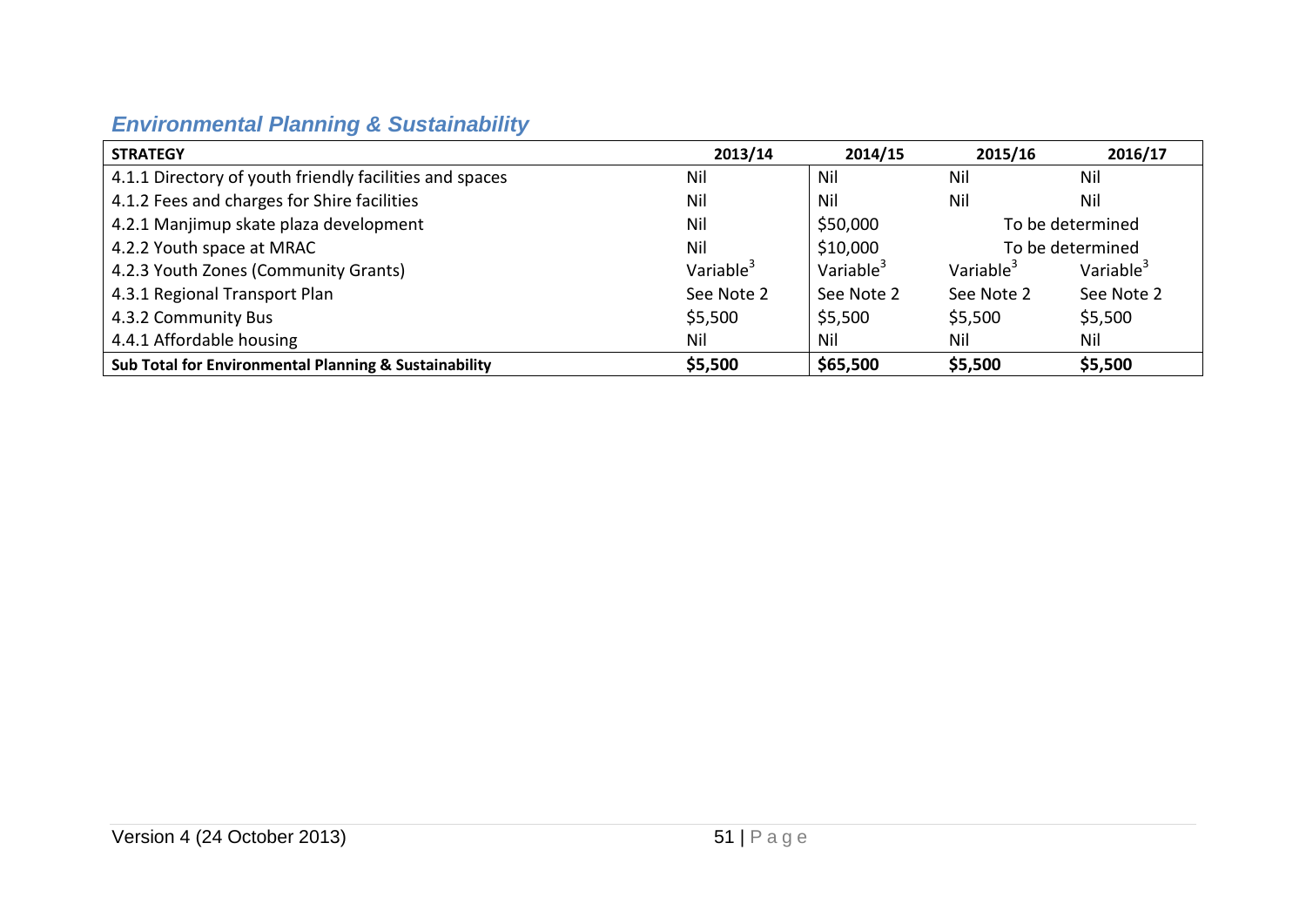## *Environmental Planning & Sustainability*

| STRATEGY | 2013/14 | 2014/15 | 2015/16 | 2016/17 |
|---|---|---|---|---|
| 4.1.1 Directory of youth friendly facilities and spaces | Nil | Nil | Nil | Nil |
| 4.1.2 Fees and charges for Shire facilities | Nil | Nil | Nil | Nil |
| 4.2.1 Manjimup skate plaza development | Nil | $50,000 | To be determined | |
| 4.2.2 Youth space at MRAC | Nil | $10,000 | To be determined | |
| 4.2.3 Youth Zones (Community Grants) | Variable[3] | Variable[3] | Variable[3] | Variable[3] |
| 4.3.1 Regional Transport Plan | See Note 2 | See Note 2 | See Note 2 | See Note 2 |
| 4.3.2 Community Bus | $5,500 | $5,500 | $5,500 | $5,500 |
| 4.4.1 Affordable housing | Nil | Nil | Nil | Nil |
| **Sub Total for Environmental Planning & Sustainability** | **$5,500** | **$65,500** | **$5,500** | **$5,500** |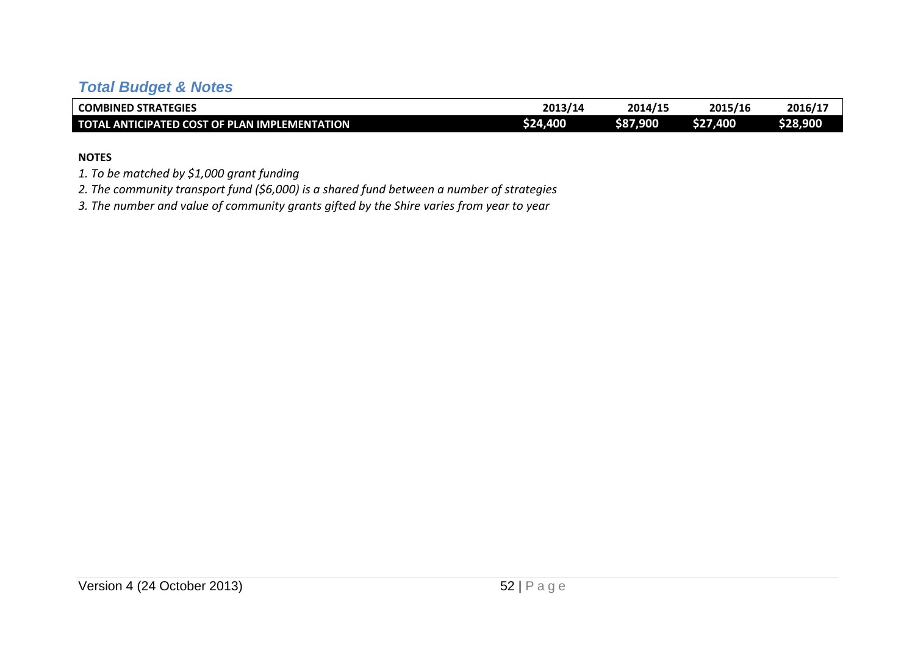## *Total Budget & Notes*

| COMBINED STRATEGIES | 2013/14 | 2014/15 | 2015/16 | 2016/17 |
|---|---|---|---|---|
| **TOTAL ANTICIPATED COST OF PLAN IMPLEMENTATION** | **$24,400** | **$87,900** | **$27,400** | **$28,900** |

**NOTES**

*1. To be matched by $1,000 grant funding*

*2. The community transport fund ($6,000) is a shared fund between a number of strategies*

*3. The number and value of community grants gifted by the Shire varies from year to year*